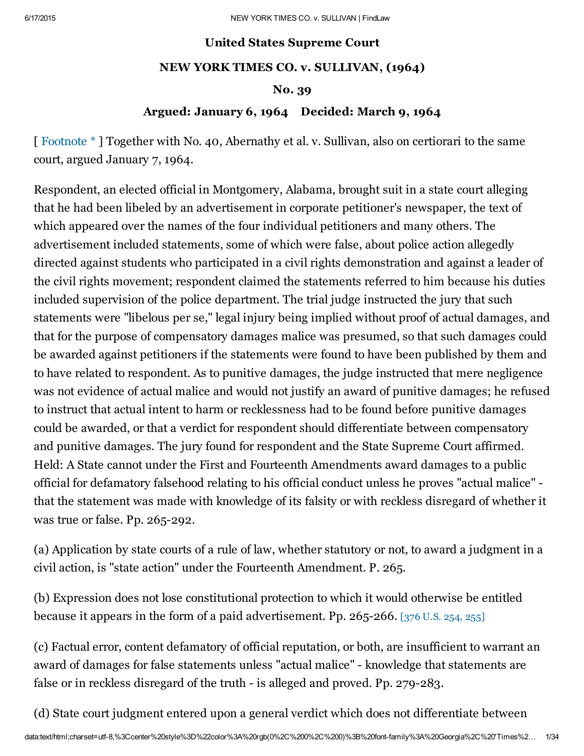**United States Supreme Court**

**NEW YORK TIMES CO. v. SULLIVAN, (1964)**

**No. 39**

**Argued: January 6, 1964 Decided: March 9, 1964**

[ Footnote * ] Together with No. 40, Abernathy et al. v. Sullivan, also on certiorari to the same court, argued January 7, 1964.

Respondent, an elected official in Montgomery, Alabama, brought suit in a state court alleging that he had been libeled by an advertisement in corporate petitioner's newspaper, the text of which appeared over the names of the four individual petitioners and many others. The advertisement included statements, some of which were false, about police action allegedly directed against students who participated in a civil rights demonstration and against a leader of the civil rights movement; respondent claimed the statements referred to him because his duties included supervision of the police department. The trial judge instructed the jury that such statements were "libelous per se," legal injury being implied without proof of actual damages, and that for the purpose of compensatory damages malice was presumed, so that such damages could be awarded against petitioners if the statements were found to have been published by them and to have related to respondent. As to punitive damages, the judge instructed that mere negligence was not evidence of actual malice and would not justify an award of punitive damages; he refused to instruct that actual intent to harm or recklessness had to be found before punitive damages could be awarded, or that a verdict for respondent should differentiate between compensatory and punitive damages. The jury found for respondent and the State Supreme Court affirmed. Held: A State cannot under the First and Fourteenth Amendments award damages to a public official for defamatory falsehood relating to his official conduct unless he proves "actual malice" - that the statement was made with knowledge of its falsity or with reckless disregard of whether it was true or false. Pp. 265-292.

(a) Application by state courts of a rule of law, whether statutory or not, to award a judgment in a civil action, is "state action" under the Fourteenth Amendment. P. 265.

(b) Expression does not lose constitutional protection to which it would otherwise be entitled because it appears in the form of a paid advertisement. Pp. 265-266. [376 U.S. 254, 255]

(c) Factual error, content defamatory of official reputation, or both, are insufficient to warrant an award of damages for false statements unless "actual malice" - knowledge that statements are false or in reckless disregard of the truth - is alleged and proved. Pp. 279-283.

(d) State court judgment entered upon a general verdict which does not differentiate between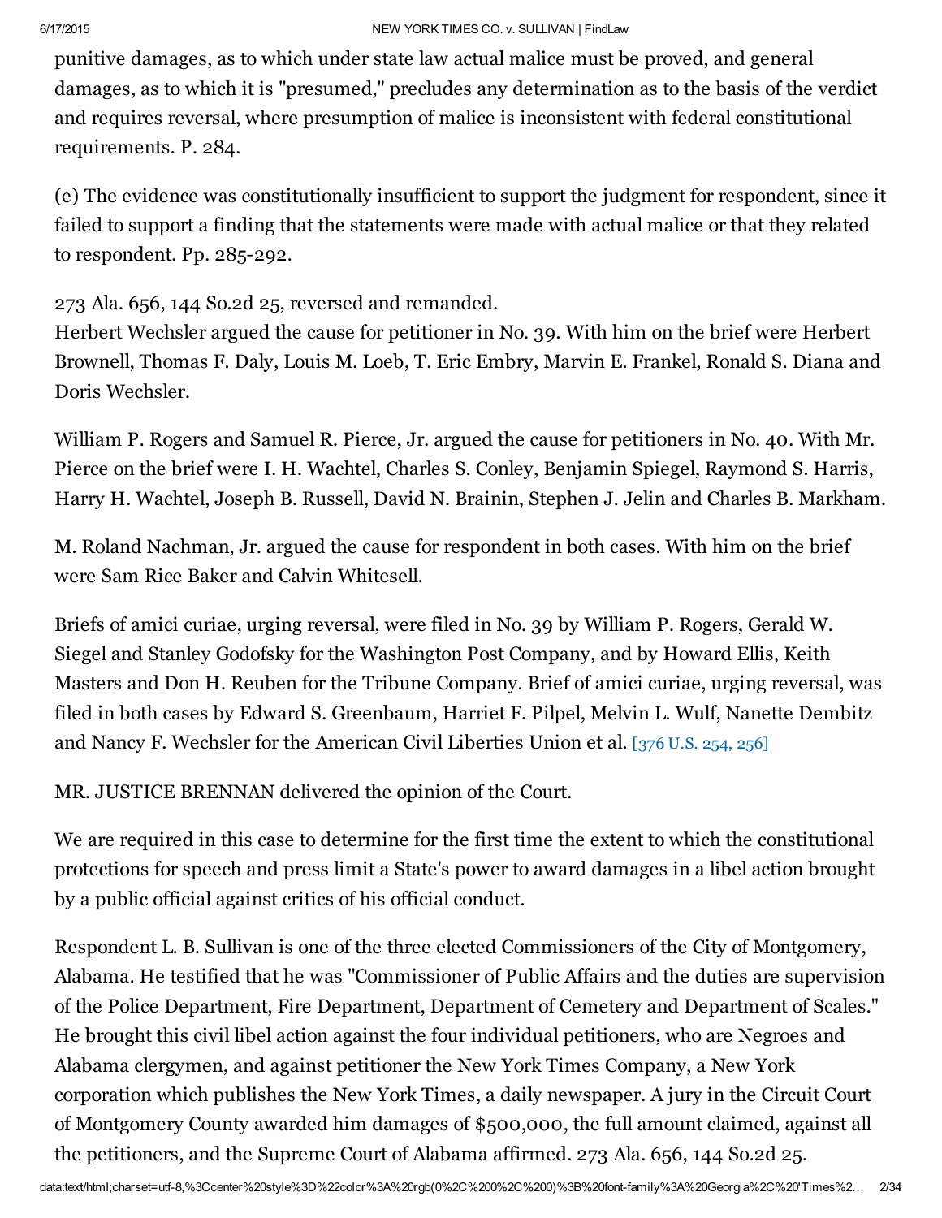punitive damages, as to which under state law actual malice must be proved, and general damages, as to which it is "presumed," precludes any determination as to the basis of the verdict and requires reversal, where presumption of malice is inconsistent with federal constitutional requirements. P. 284.

(e) The evidence was constitutionally insufficient to support the judgment for respondent, since it failed to support a finding that the statements were made with actual malice or that they related to respondent. Pp. 285-292.

273 Ala. 656, 144 So.2d 25, reversed and remanded.

Herbert Wechsler argued the cause for petitioner in No. 39. With him on the brief were Herbert Brownell, Thomas F. Daly, Louis M. Loeb, T. Eric Embry, Marvin E. Frankel, Ronald S. Diana and Doris Wechsler.

William P. Rogers and Samuel R. Pierce, Jr. argued the cause for petitioners in No. 40. With Mr. Pierce on the brief were I. H. Wachtel, Charles S. Conley, Benjamin Spiegel, Raymond S. Harris, Harry H. Wachtel, Joseph B. Russell, David N. Brainin, Stephen J. Jelin and Charles B. Markham.

M. Roland Nachman, Jr. argued the cause for respondent in both cases. With him on the brief were Sam Rice Baker and Calvin Whitesell.

Briefs of amici curiae, urging reversal, were filed in No. 39 by William P. Rogers, Gerald W. Siegel and Stanley Godofsky for the Washington Post Company, and by Howard Ellis, Keith Masters and Don H. Reuben for the Tribune Company. Brief of amici curiae, urging reversal, was filed in both cases by Edward S. Greenbaum, Harriet F. Pilpel, Melvin L. Wulf, Nanette Dembitz and Nancy F. Wechsler for the American Civil Liberties Union et al. [376 U.S. 254, 256]

MR. JUSTICE BRENNAN delivered the opinion of the Court.

We are required in this case to determine for the first time the extent to which the constitutional protections for speech and press limit a State's power to award damages in a libel action brought by a public official against critics of his official conduct.

Respondent L. B. Sullivan is one of the three elected Commissioners of the City of Montgomery, Alabama. He testified that he was "Commissioner of Public Affairs and the duties are supervision of the Police Department, Fire Department, Department of Cemetery and Department of Scales." He brought this civil libel action against the four individual petitioners, who are Negroes and Alabama clergymen, and against petitioner the New York Times Company, a New York corporation which publishes the New York Times, a daily newspaper. A jury in the Circuit Court of Montgomery County awarded him damages of $500,000, the full amount claimed, against all the petitioners, and the Supreme Court of Alabama affirmed. 273 Ala. 656, 144 So.2d 25.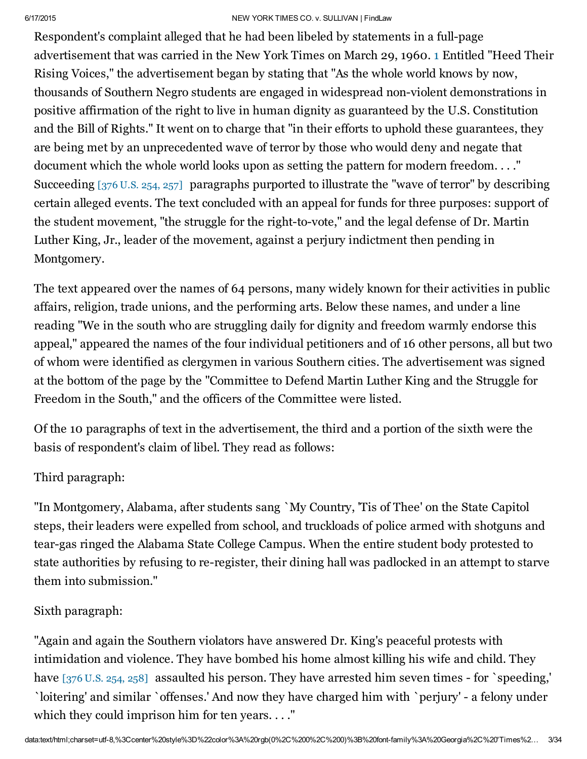Respondent's complaint alleged that he had been libeled by statements in a full-page advertisement that was carried in the New York Times on March 29, 1960. 1 Entitled "Heed Their Rising Voices," the advertisement began by stating that "As the whole world knows by now, thousands of Southern Negro students are engaged in widespread non-violent demonstrations in positive affirmation of the right to live in human dignity as guaranteed by the U.S. Constitution and the Bill of Rights." It went on to charge that "in their efforts to uphold these guarantees, they are being met by an unprecedented wave of terror by those who would deny and negate that document which the whole world looks upon as setting the pattern for modern freedom. . . ." Succeeding [376 U.S. 254, 257] paragraphs purported to illustrate the "wave of terror" by describing certain alleged events. The text concluded with an appeal for funds for three purposes: support of the student movement, "the struggle for the right-to-vote," and the legal defense of Dr. Martin Luther King, Jr., leader of the movement, against a perjury indictment then pending in Montgomery.

The text appeared over the names of 64 persons, many widely known for their activities in public affairs, religion, trade unions, and the performing arts. Below these names, and under a line reading "We in the south who are struggling daily for dignity and freedom warmly endorse this appeal," appeared the names of the four individual petitioners and of 16 other persons, all but two of whom were identified as clergymen in various Southern cities. The advertisement was signed at the bottom of the page by the "Committee to Defend Martin Luther King and the Struggle for Freedom in the South," and the officers of the Committee were listed.

Of the 10 paragraphs of text in the advertisement, the third and a portion of the sixth were the basis of respondent's claim of libel. They read as follows:

Third paragraph:

"In Montgomery, Alabama, after students sang `My Country, 'Tis of Thee' on the State Capitol steps, their leaders were expelled from school, and truckloads of police armed with shotguns and tear-gas ringed the Alabama State College Campus. When the entire student body protested to state authorities by refusing to re-register, their dining hall was padlocked in an attempt to starve them into submission."

Sixth paragraph:

"Again and again the Southern violators have answered Dr. King's peaceful protests with intimidation and violence. They have bombed his home almost killing his wife and child. They have [376 U.S. 254, 258] assaulted his person. They have arrested him seven times - for `speeding,' `loitering' and similar `offenses.' And now they have charged him with `perjury' - a felony under which they could imprison him for ten years. . . ."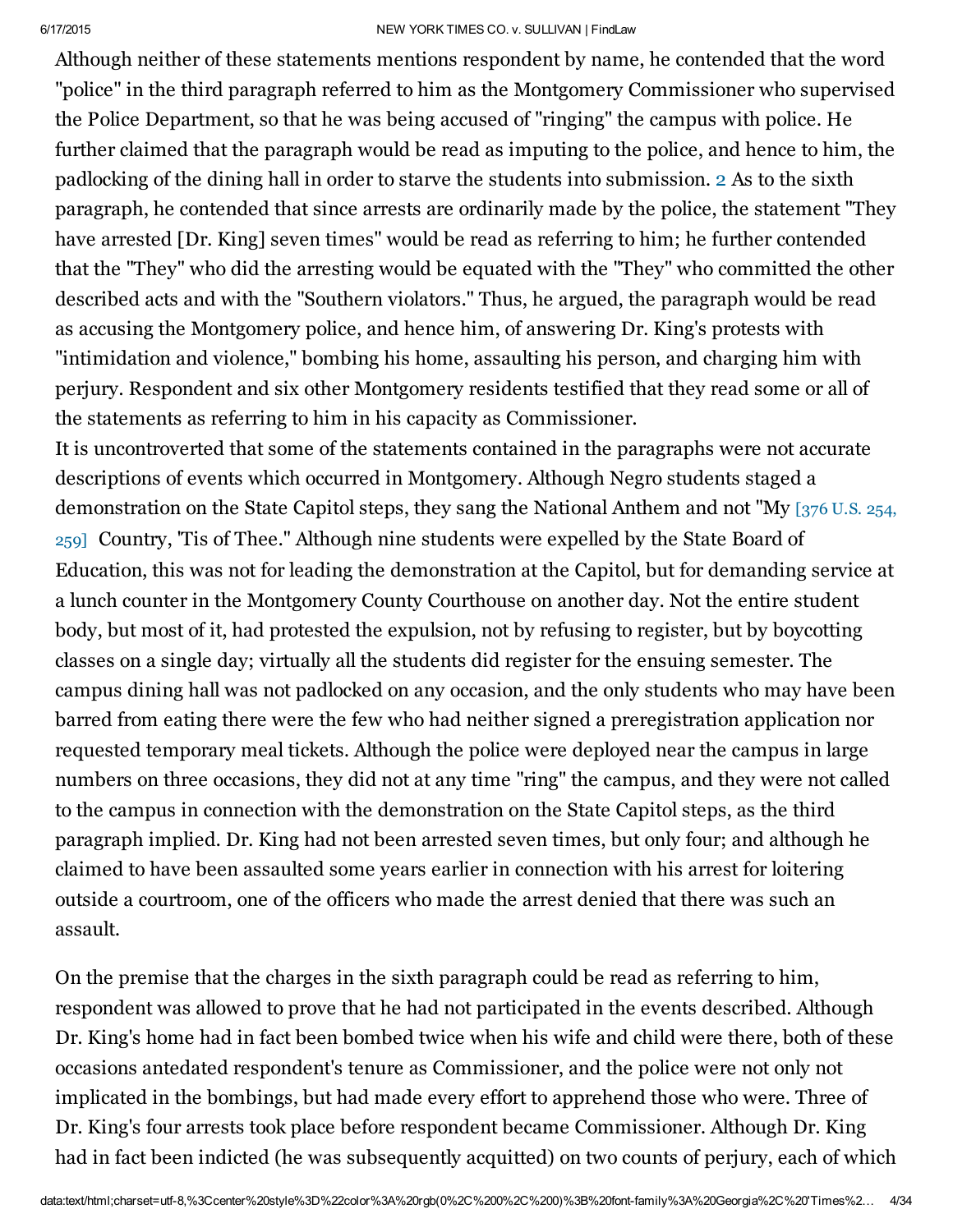Although neither of these statements mentions respondent by name, he contended that the word "police" in the third paragraph referred to him as the Montgomery Commissioner who supervised the Police Department, so that he was being accused of "ringing" the campus with police. He further claimed that the paragraph would be read as imputing to the police, and hence to him, the padlocking of the dining hall in order to starve the students into submission. 2 As to the sixth paragraph, he contended that since arrests are ordinarily made by the police, the statement "They have arrested [Dr. King] seven times" would be read as referring to him; he further contended that the "They" who did the arresting would be equated with the "They" who committed the other described acts and with the "Southern violators." Thus, he argued, the paragraph would be read as accusing the Montgomery police, and hence him, of answering Dr. King's protests with "intimidation and violence," bombing his home, assaulting his person, and charging him with perjury. Respondent and six other Montgomery residents testified that they read some or all of the statements as referring to him in his capacity as Commissioner.

It is uncontroverted that some of the statements contained in the paragraphs were not accurate descriptions of events which occurred in Montgomery. Although Negro students staged a demonstration on the State Capitol steps, they sang the National Anthem and not "My [376 U.S. 254, 259] Country, 'Tis of Thee." Although nine students were expelled by the State Board of Education, this was not for leading the demonstration at the Capitol, but for demanding service at a lunch counter in the Montgomery County Courthouse on another day. Not the entire student body, but most of it, had protested the expulsion, not by refusing to register, but by boycotting classes on a single day; virtually all the students did register for the ensuing semester. The campus dining hall was not padlocked on any occasion, and the only students who may have been barred from eating there were the few who had neither signed a preregistration application nor requested temporary meal tickets. Although the police were deployed near the campus in large numbers on three occasions, they did not at any time "ring" the campus, and they were not called to the campus in connection with the demonstration on the State Capitol steps, as the third paragraph implied. Dr. King had not been arrested seven times, but only four; and although he claimed to have been assaulted some years earlier in connection with his arrest for loitering outside a courtroom, one of the officers who made the arrest denied that there was such an assault.

On the premise that the charges in the sixth paragraph could be read as referring to him, respondent was allowed to prove that he had not participated in the events described. Although Dr. King's home had in fact been bombed twice when his wife and child were there, both of these occasions antedated respondent's tenure as Commissioner, and the police were not only not implicated in the bombings, but had made every effort to apprehend those who were. Three of Dr. King's four arrests took place before respondent became Commissioner. Although Dr. King had in fact been indicted (he was subsequently acquitted) on two counts of perjury, each of which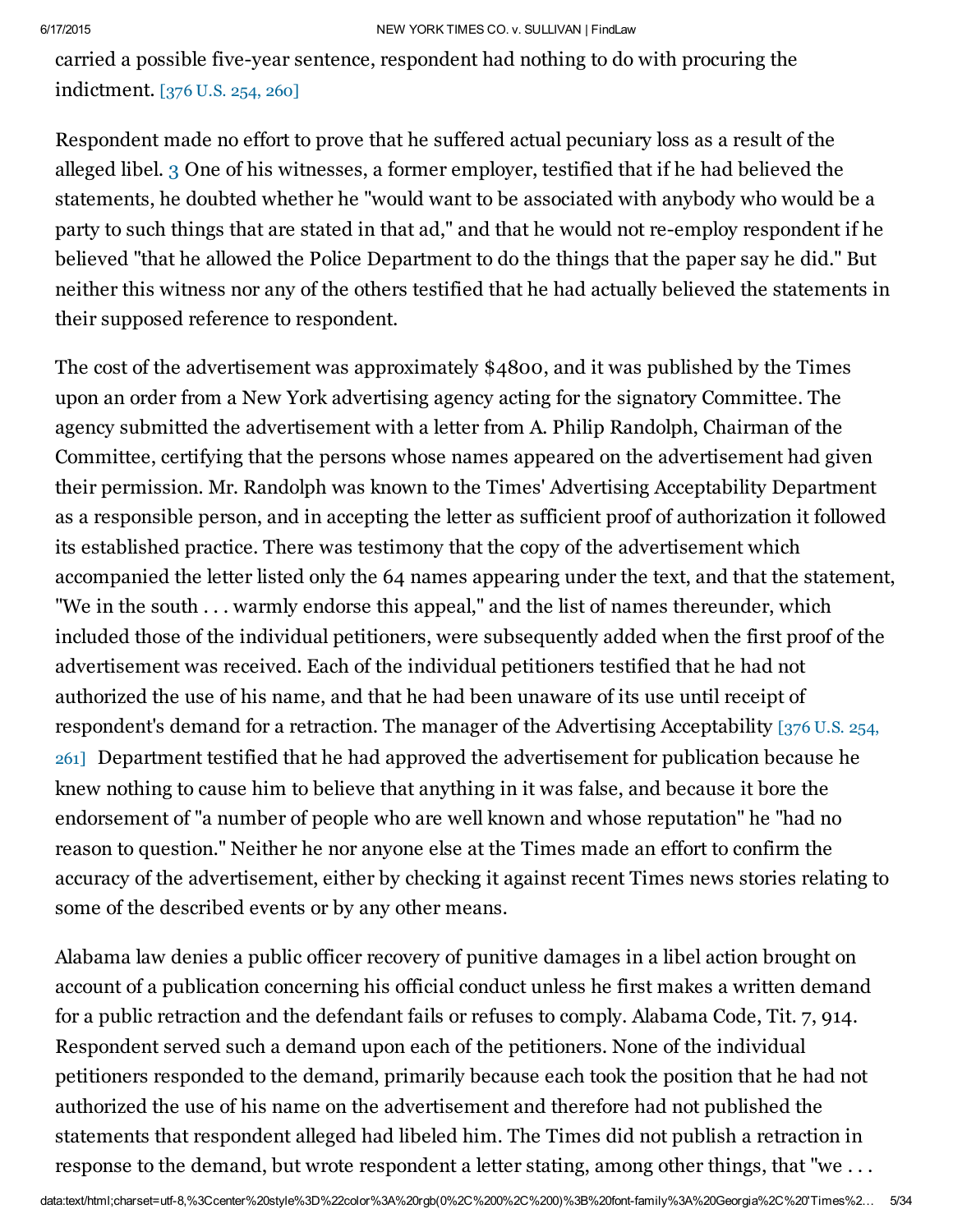carried a possible five-year sentence, respondent had nothing to do with procuring the indictment. [376 U.S. 254, 260]

Respondent made no effort to prove that he suffered actual pecuniary loss as a result of the alleged libel. 3 One of his witnesses, a former employer, testified that if he had believed the statements, he doubted whether he "would want to be associated with anybody who would be a party to such things that are stated in that ad," and that he would not re-employ respondent if he believed "that he allowed the Police Department to do the things that the paper say he did." But neither this witness nor any of the others testified that he had actually believed the statements in their supposed reference to respondent.

The cost of the advertisement was approximately $4800, and it was published by the Times upon an order from a New York advertising agency acting for the signatory Committee. The agency submitted the advertisement with a letter from A. Philip Randolph, Chairman of the Committee, certifying that the persons whose names appeared on the advertisement had given their permission. Mr. Randolph was known to the Times' Advertising Acceptability Department as a responsible person, and in accepting the letter as sufficient proof of authorization it followed its established practice. There was testimony that the copy of the advertisement which accompanied the letter listed only the 64 names appearing under the text, and that the statement, "We in the south . . . warmly endorse this appeal," and the list of names thereunder, which included those of the individual petitioners, were subsequently added when the first proof of the advertisement was received. Each of the individual petitioners testified that he had not authorized the use of his name, and that he had been unaware of its use until receipt of respondent's demand for a retraction. The manager of the Advertising Acceptability [376 U.S. 254, 261] Department testified that he had approved the advertisement for publication because he knew nothing to cause him to believe that anything in it was false, and because it bore the endorsement of "a number of people who are well known and whose reputation" he "had no reason to question." Neither he nor anyone else at the Times made an effort to confirm the accuracy of the advertisement, either by checking it against recent Times news stories relating to some of the described events or by any other means.

Alabama law denies a public officer recovery of punitive damages in a libel action brought on account of a publication concerning his official conduct unless he first makes a written demand for a public retraction and the defendant fails or refuses to comply. Alabama Code, Tit. 7, 914. Respondent served such a demand upon each of the petitioners. None of the individual petitioners responded to the demand, primarily because each took the position that he had not authorized the use of his name on the advertisement and therefore had not published the statements that respondent alleged had libeled him. The Times did not publish a retraction in response to the demand, but wrote respondent a letter stating, among other things, that "we . . .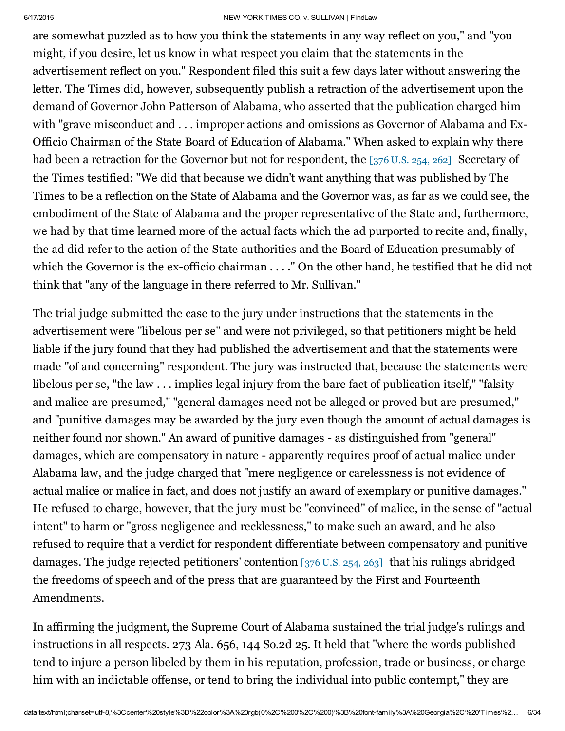are somewhat puzzled as to how you think the statements in any way reflect on you," and "you might, if you desire, let us know in what respect you claim that the statements in the advertisement reflect on you." Respondent filed this suit a few days later without answering the letter. The Times did, however, subsequently publish a retraction of the advertisement upon the demand of Governor John Patterson of Alabama, who asserted that the publication charged him with "grave misconduct and . . . improper actions and omissions as Governor of Alabama and Ex-Officio Chairman of the State Board of Education of Alabama." When asked to explain why there had been a retraction for the Governor but not for respondent, the [376 U.S. 254, 262] Secretary of the Times testified: "We did that because we didn't want anything that was published by The Times to be a reflection on the State of Alabama and the Governor was, as far as we could see, the embodiment of the State of Alabama and the proper representative of the State and, furthermore, we had by that time learned more of the actual facts which the ad purported to recite and, finally, the ad did refer to the action of the State authorities and the Board of Education presumably of which the Governor is the ex-officio chairman . . . ." On the other hand, he testified that he did not think that "any of the language in there referred to Mr. Sullivan."

The trial judge submitted the case to the jury under instructions that the statements in the advertisement were "libelous per se" and were not privileged, so that petitioners might be held liable if the jury found that they had published the advertisement and that the statements were made "of and concerning" respondent. The jury was instructed that, because the statements were libelous per se, "the law . . . implies legal injury from the bare fact of publication itself," "falsity and malice are presumed," "general damages need not be alleged or proved but are presumed," and "punitive damages may be awarded by the jury even though the amount of actual damages is neither found nor shown." An award of punitive damages - as distinguished from "general" damages, which are compensatory in nature - apparently requires proof of actual malice under Alabama law, and the judge charged that "mere negligence or carelessness is not evidence of actual malice or malice in fact, and does not justify an award of exemplary or punitive damages." He refused to charge, however, that the jury must be "convinced" of malice, in the sense of "actual intent" to harm or "gross negligence and recklessness," to make such an award, and he also refused to require that a verdict for respondent differentiate between compensatory and punitive damages. The judge rejected petitioners' contention [376 U.S. 254, 263] that his rulings abridged the freedoms of speech and of the press that are guaranteed by the First and Fourteenth Amendments.

In affirming the judgment, the Supreme Court of Alabama sustained the trial judge's rulings and instructions in all respects. 273 Ala. 656, 144 So.2d 25. It held that "where the words published tend to injure a person libeled by them in his reputation, profession, trade or business, or charge him with an indictable offense, or tend to bring the individual into public contempt," they are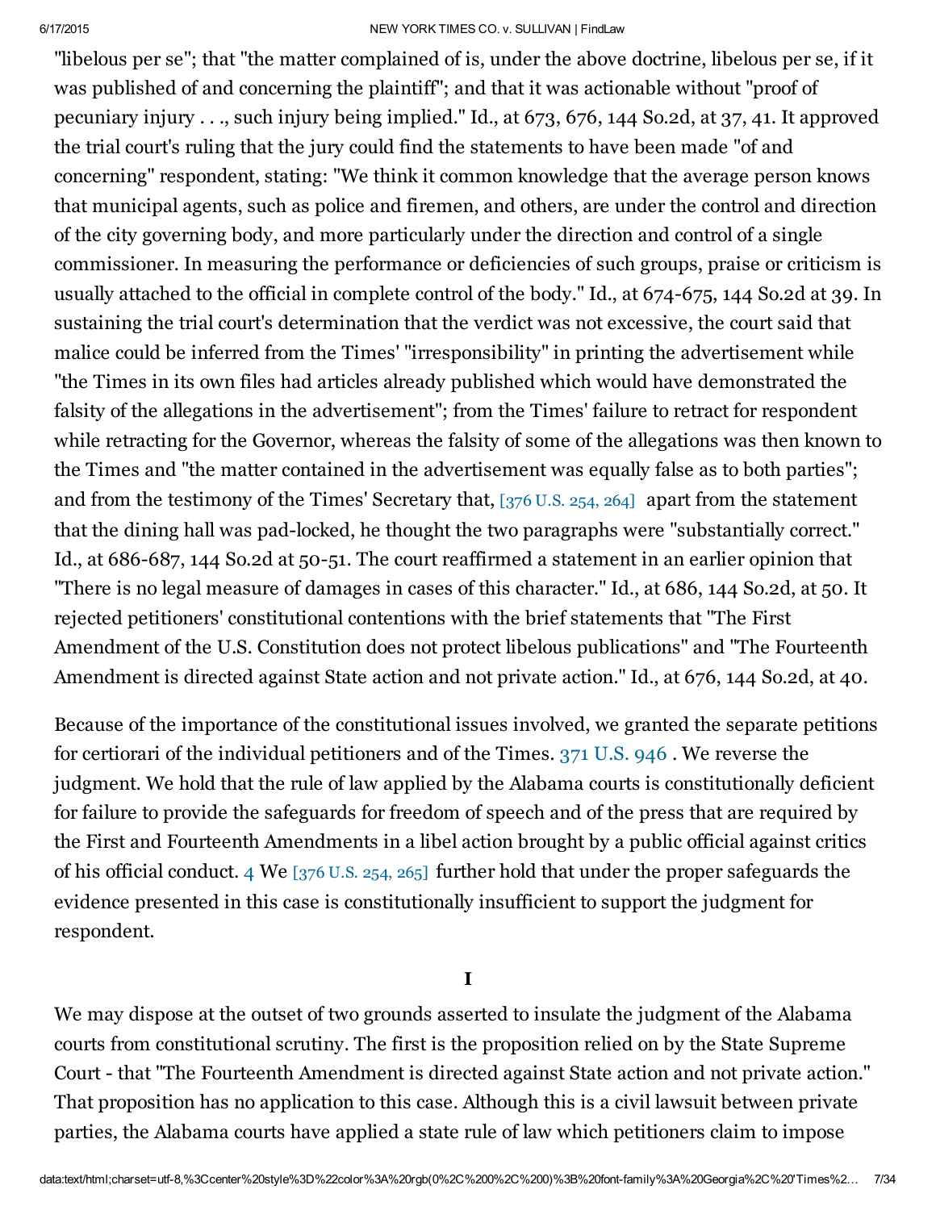"libelous per se"; that "the matter complained of is, under the above doctrine, libelous per se, if it was published of and concerning the plaintiff"; and that it was actionable without "proof of pecuniary injury . . ., such injury being implied." Id., at 673, 676, 144 So.2d, at 37, 41. It approved the trial court's ruling that the jury could find the statements to have been made "of and concerning" respondent, stating: "We think it common knowledge that the average person knows that municipal agents, such as police and firemen, and others, are under the control and direction of the city governing body, and more particularly under the direction and control of a single commissioner. In measuring the performance or deficiencies of such groups, praise or criticism is usually attached to the official in complete control of the body." Id., at 674-675, 144 So.2d at 39. In sustaining the trial court's determination that the verdict was not excessive, the court said that malice could be inferred from the Times' "irresponsibility" in printing the advertisement while "the Times in its own files had articles already published which would have demonstrated the falsity of the allegations in the advertisement"; from the Times' failure to retract for respondent while retracting for the Governor, whereas the falsity of some of the allegations was then known to the Times and "the matter contained in the advertisement was equally false as to both parties"; and from the testimony of the Times' Secretary that, [376 U.S. 254, 264] apart from the statement that the dining hall was pad-locked, he thought the two paragraphs were "substantially correct." Id., at 686-687, 144 So.2d at 50-51. The court reaffirmed a statement in an earlier opinion that "There is no legal measure of damages in cases of this character." Id., at 686, 144 So.2d, at 50. It rejected petitioners' constitutional contentions with the brief statements that "The First Amendment of the U.S. Constitution does not protect libelous publications" and "The Fourteenth Amendment is directed against State action and not private action." Id., at 676, 144 So.2d, at 40.

Because of the importance of the constitutional issues involved, we granted the separate petitions for certiorari of the individual petitioners and of the Times. 371 U.S. 946 . We reverse the judgment. We hold that the rule of law applied by the Alabama courts is constitutionally deficient for failure to provide the safeguards for freedom of speech and of the press that are required by the First and Fourteenth Amendments in a libel action brought by a public official against critics of his official conduct. 4 We [376 U.S. 254, 265] further hold that under the proper safeguards the evidence presented in this case is constitutionally insufficient to support the judgment for respondent.

## I

We may dispose at the outset of two grounds asserted to insulate the judgment of the Alabama courts from constitutional scrutiny. The first is the proposition relied on by the State Supreme Court - that "The Fourteenth Amendment is directed against State action and not private action." That proposition has no application to this case. Although this is a civil lawsuit between private parties, the Alabama courts have applied a state rule of law which petitioners claim to impose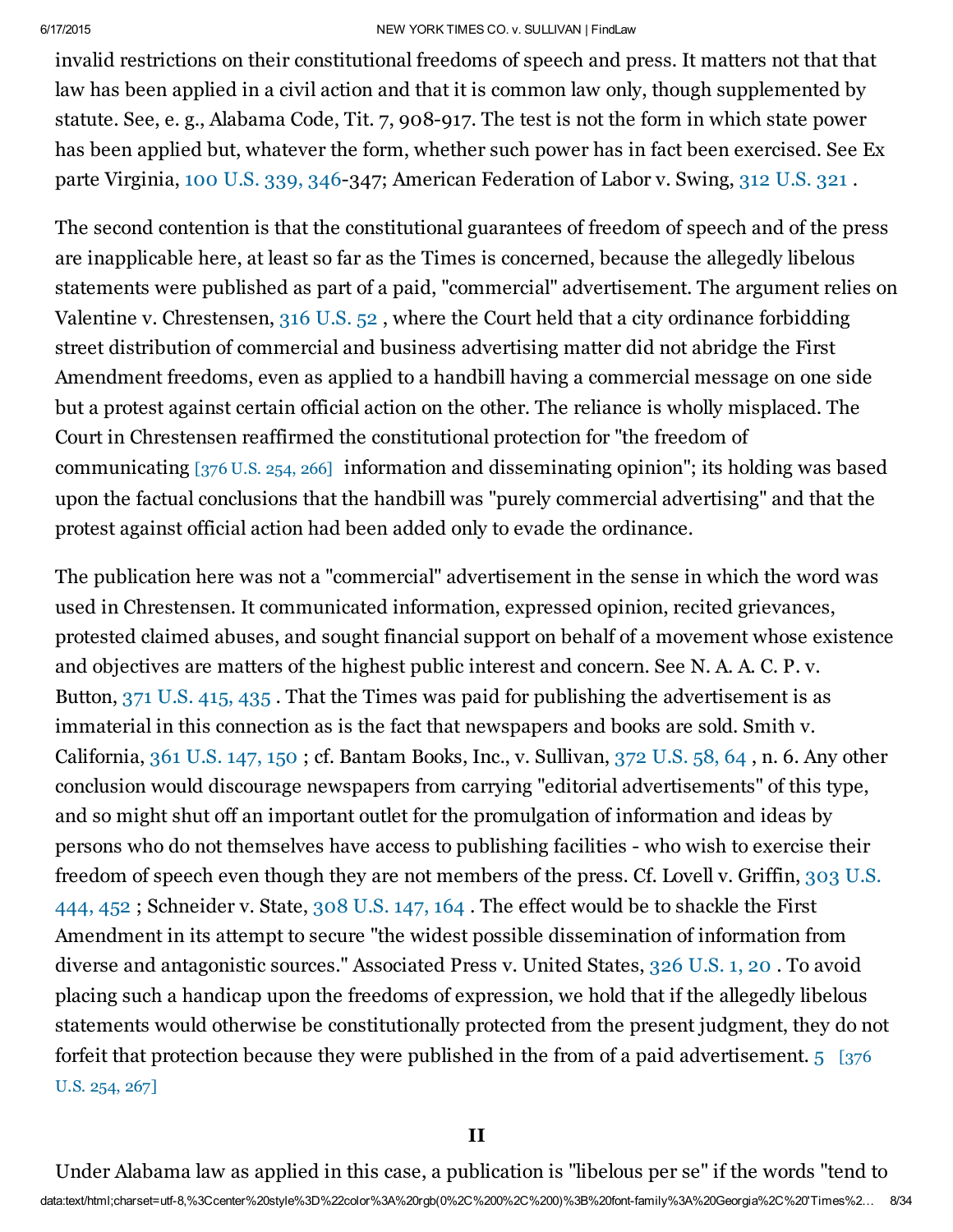invalid restrictions on their constitutional freedoms of speech and press. It matters not that that law has been applied in a civil action and that it is common law only, though supplemented by statute. See, e. g., Alabama Code, Tit. 7, 908-917. The test is not the form in which state power has been applied but, whatever the form, whether such power has in fact been exercised. See Ex parte Virginia, 100 U.S. 339, 346-347; American Federation of Labor v. Swing, 312 U.S. 321 .

The second contention is that the constitutional guarantees of freedom of speech and of the press are inapplicable here, at least so far as the Times is concerned, because the allegedly libelous statements were published as part of a paid, "commercial" advertisement. The argument relies on Valentine v. Chrestensen, 316 U.S. 52 , where the Court held that a city ordinance forbidding street distribution of commercial and business advertising matter did not abridge the First Amendment freedoms, even as applied to a handbill having a commercial message on one side but a protest against certain official action on the other. The reliance is wholly misplaced. The Court in Chrestensen reaffirmed the constitutional protection for "the freedom of communicating [376 U.S. 254, 266] information and disseminating opinion"; its holding was based upon the factual conclusions that the handbill was "purely commercial advertising" and that the protest against official action had been added only to evade the ordinance.

The publication here was not a "commercial" advertisement in the sense in which the word was used in Chrestensen. It communicated information, expressed opinion, recited grievances, protested claimed abuses, and sought financial support on behalf of a movement whose existence and objectives are matters of the highest public interest and concern. See N. A. A. C. P. v. Button, 371 U.S. 415, 435 . That the Times was paid for publishing the advertisement is as immaterial in this connection as is the fact that newspapers and books are sold. Smith v. California, 361 U.S. 147, 150 ; cf. Bantam Books, Inc., v. Sullivan, 372 U.S. 58, 64 , n. 6. Any other conclusion would discourage newspapers from carrying "editorial advertisements" of this type, and so might shut off an important outlet for the promulgation of information and ideas by persons who do not themselves have access to publishing facilities - who wish to exercise their freedom of speech even though they are not members of the press. Cf. Lovell v. Griffin, 303 U.S. 444, 452 ; Schneider v. State, 308 U.S. 147, 164 . The effect would be to shackle the First Amendment in its attempt to secure "the widest possible dissemination of information from diverse and antagonistic sources." Associated Press v. United States, 326 U.S. 1, 20 . To avoid placing such a handicap upon the freedoms of expression, we hold that if the allegedly libelous statements would otherwise be constitutionally protected from the present judgment, they do not forfeit that protection because they were published in the from of a paid advertisement. [5] [376 U.S. 254, 267]

## II

Under Alabama law as applied in this case, a publication is "libelous per se" if the words "tend to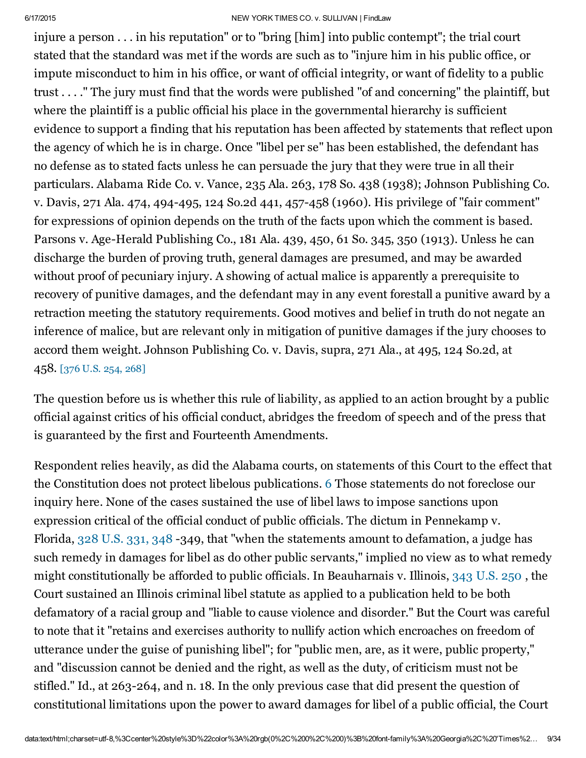injure a person . . . in his reputation" or to "bring [him] into public contempt"; the trial court stated that the standard was met if the words are such as to "injure him in his public office, or impute misconduct to him in his office, or want of official integrity, or want of fidelity to a public trust . . . ." The jury must find that the words were published "of and concerning" the plaintiff, but where the plaintiff is a public official his place in the governmental hierarchy is sufficient evidence to support a finding that his reputation has been affected by statements that reflect upon the agency of which he is in charge. Once "libel per se" has been established, the defendant has no defense as to stated facts unless he can persuade the jury that they were true in all their particulars. Alabama Ride Co. v. Vance, 235 Ala. 263, 178 So. 438 (1938); Johnson Publishing Co. v. Davis, 271 Ala. 474, 494-495, 124 So.2d 441, 457-458 (1960). His privilege of "fair comment" for expressions of opinion depends on the truth of the facts upon which the comment is based. Parsons v. Age-Herald Publishing Co., 181 Ala. 439, 450, 61 So. 345, 350 (1913). Unless he can discharge the burden of proving truth, general damages are presumed, and may be awarded without proof of pecuniary injury. A showing of actual malice is apparently a prerequisite to recovery of punitive damages, and the defendant may in any event forestall a punitive award by a retraction meeting the statutory requirements. Good motives and belief in truth do not negate an inference of malice, but are relevant only in mitigation of punitive damages if the jury chooses to accord them weight. Johnson Publishing Co. v. Davis, supra, 271 Ala., at 495, 124 So.2d, at 458. [376 U.S. 254, 268]

The question before us is whether this rule of liability, as applied to an action brought by a public official against critics of his official conduct, abridges the freedom of speech and of the press that is guaranteed by the first and Fourteenth Amendments.

Respondent relies heavily, as did the Alabama courts, on statements of this Court to the effect that the Constitution does not protect libelous publications. 6 Those statements do not foreclose our inquiry here. None of the cases sustained the use of libel laws to impose sanctions upon expression critical of the official conduct of public officials. The dictum in Pennekamp v. Florida, 328 U.S. 331, 348 -349, that "when the statements amount to defamation, a judge has such remedy in damages for libel as do other public servants," implied no view as to what remedy might constitutionally be afforded to public officials. In Beauharnais v. Illinois, 343 U.S. 250 , the Court sustained an Illinois criminal libel statute as applied to a publication held to be both defamatory of a racial group and "liable to cause violence and disorder." But the Court was careful to note that it "retains and exercises authority to nullify action which encroaches on freedom of utterance under the guise of punishing libel"; for "public men, are, as it were, public property," and "discussion cannot be denied and the right, as well as the duty, of criticism must not be stifled." Id., at 263-264, and n. 18. In the only previous case that did present the question of constitutional limitations upon the power to award damages for libel of a public official, the Court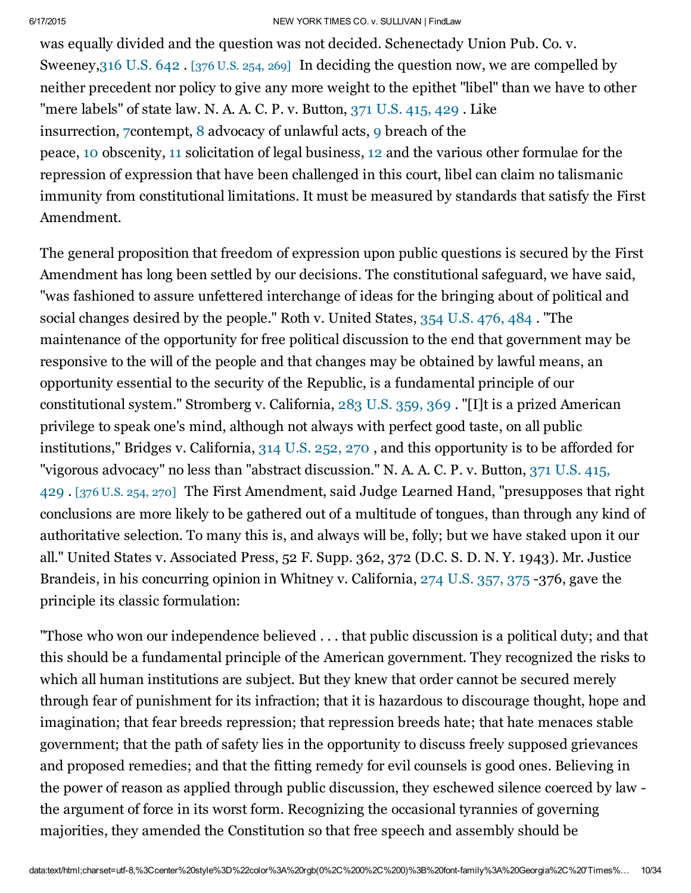was equally divided and the question was not decided. Schenectady Union Pub. Co. v. Sweeney,316 U.S. 642 . [376 U.S. 254, 269] In deciding the question now, we are compelled by neither precedent nor policy to give any more weight to the epithet "libel" than we have to other "mere labels" of state law. N. A. A. C. P. v. Button, 371 U.S. 415, 429 . Like insurrection, 7contempt, 8 advocacy of unlawful acts, 9 breach of the peace, 10 obscenity, 11 solicitation of legal business, 12 and the various other formulae for the repression of expression that have been challenged in this court, libel can claim no talismanic immunity from constitutional limitations. It must be measured by standards that satisfy the First Amendment.

The general proposition that freedom of expression upon public questions is secured by the First Amendment has long been settled by our decisions. The constitutional safeguard, we have said, "was fashioned to assure unfettered interchange of ideas for the bringing about of political and social changes desired by the people." Roth v. United States, 354 U.S. 476, 484 . "The maintenance of the opportunity for free political discussion to the end that government may be responsive to the will of the people and that changes may be obtained by lawful means, an opportunity essential to the security of the Republic, is a fundamental principle of our constitutional system." Stromberg v. California, 283 U.S. 359, 369 . "[I]t is a prized American privilege to speak one's mind, although not always with perfect good taste, on all public institutions," Bridges v. California, 314 U.S. 252, 270 , and this opportunity is to be afforded for "vigorous advocacy" no less than "abstract discussion." N. A. A. C. P. v. Button, 371 U.S. 415, 429 . [376 U.S. 254, 270] The First Amendment, said Judge Learned Hand, "presupposes that right conclusions are more likely to be gathered out of a multitude of tongues, than through any kind of authoritative selection. To many this is, and always will be, folly; but we have staked upon it our all." United States v. Associated Press, 52 F. Supp. 362, 372 (D.C. S. D. N. Y. 1943). Mr. Justice Brandeis, in his concurring opinion in Whitney v. California, 274 U.S. 357, 375 -376, gave the principle its classic formulation:

"Those who won our independence believed . . . that public discussion is a political duty; and that this should be a fundamental principle of the American government. They recognized the risks to which all human institutions are subject. But they knew that order cannot be secured merely through fear of punishment for its infraction; that it is hazardous to discourage thought, hope and imagination; that fear breeds repression; that repression breeds hate; that hate menaces stable government; that the path of safety lies in the opportunity to discuss freely supposed grievances and proposed remedies; and that the fitting remedy for evil counsels is good ones. Believing in the power of reason as applied through public discussion, they eschewed silence coerced by law - the argument of force in its worst form. Recognizing the occasional tyrannies of governing majorities, they amended the Constitution so that free speech and assembly should be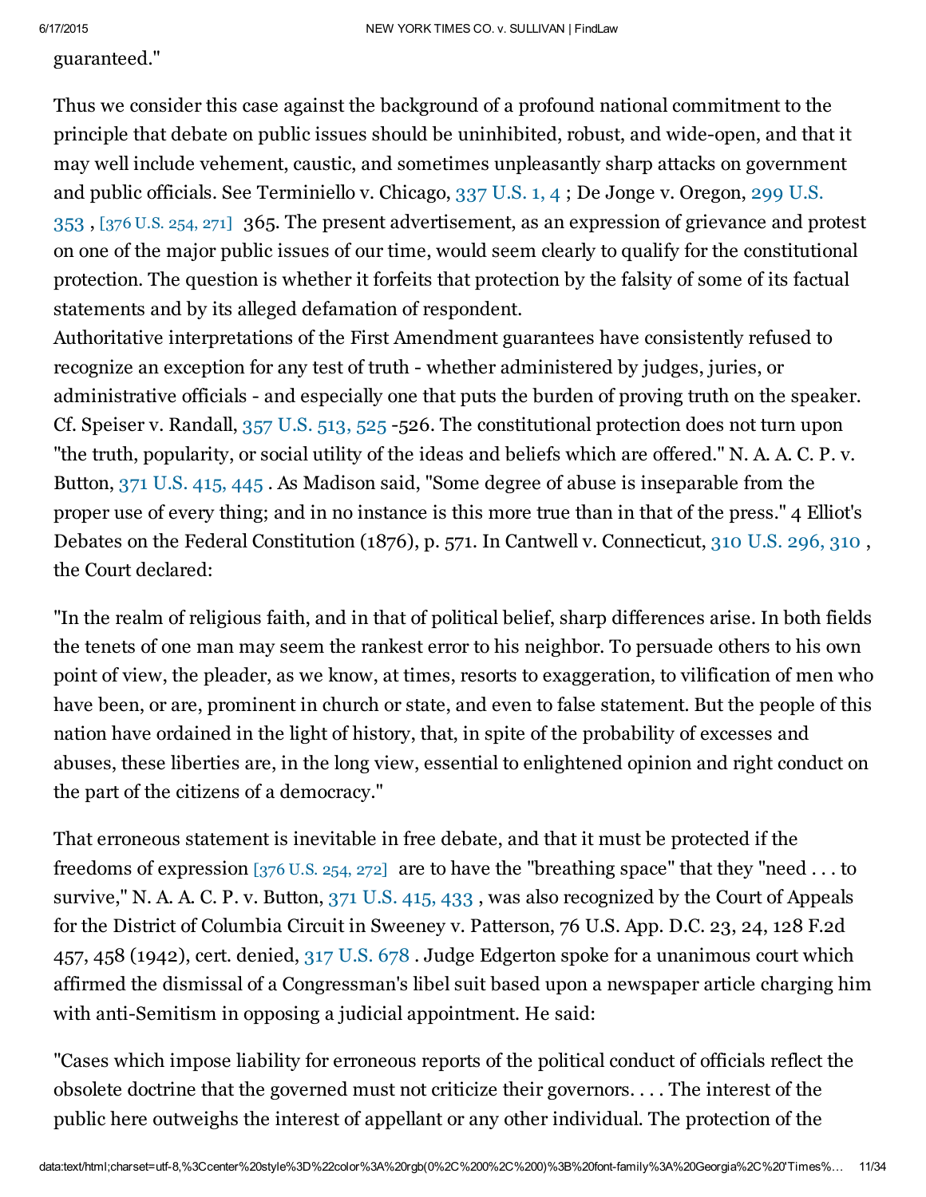guaranteed."

Thus we consider this case against the background of a profound national commitment to the principle that debate on public issues should be uninhibited, robust, and wide-open, and that it may well include vehement, caustic, and sometimes unpleasantly sharp attacks on government and public officials. See Terminiello v. Chicago, 337 U.S. 1, 4 ; De Jonge v. Oregon, 299 U.S. 353 , [376 U.S. 254, 271] 365. The present advertisement, as an expression of grievance and protest on one of the major public issues of our time, would seem clearly to qualify for the constitutional protection. The question is whether it forfeits that protection by the falsity of some of its factual statements and by its alleged defamation of respondent.

Authoritative interpretations of the First Amendment guarantees have consistently refused to recognize an exception for any test of truth - whether administered by judges, juries, or administrative officials - and especially one that puts the burden of proving truth on the speaker. Cf. Speiser v. Randall, 357 U.S. 513, 525 -526. The constitutional protection does not turn upon "the truth, popularity, or social utility of the ideas and beliefs which are offered." N. A. A. C. P. v. Button, 371 U.S. 415, 445 . As Madison said, "Some degree of abuse is inseparable from the proper use of every thing; and in no instance is this more true than in that of the press." 4 Elliot's Debates on the Federal Constitution (1876), p. 571. In Cantwell v. Connecticut, 310 U.S. 296, 310 , the Court declared:

"In the realm of religious faith, and in that of political belief, sharp differences arise. In both fields the tenets of one man may seem the rankest error to his neighbor. To persuade others to his own point of view, the pleader, as we know, at times, resorts to exaggeration, to vilification of men who have been, or are, prominent in church or state, and even to false statement. But the people of this nation have ordained in the light of history, that, in spite of the probability of excesses and abuses, these liberties are, in the long view, essential to enlightened opinion and right conduct on the part of the citizens of a democracy."

That erroneous statement is inevitable in free debate, and that it must be protected if the freedoms of expression [376 U.S. 254, 272] are to have the "breathing space" that they "need . . . to survive," N. A. A. C. P. v. Button, 371 U.S. 415, 433 , was also recognized by the Court of Appeals for the District of Columbia Circuit in Sweeney v. Patterson, 76 U.S. App. D.C. 23, 24, 128 F.2d 457, 458 (1942), cert. denied, 317 U.S. 678 . Judge Edgerton spoke for a unanimous court which affirmed the dismissal of a Congressman's libel suit based upon a newspaper article charging him with anti-Semitism in opposing a judicial appointment. He said:

"Cases which impose liability for erroneous reports of the political conduct of officials reflect the obsolete doctrine that the governed must not criticize their governors. . . . The interest of the public here outweighs the interest of appellant or any other individual. The protection of the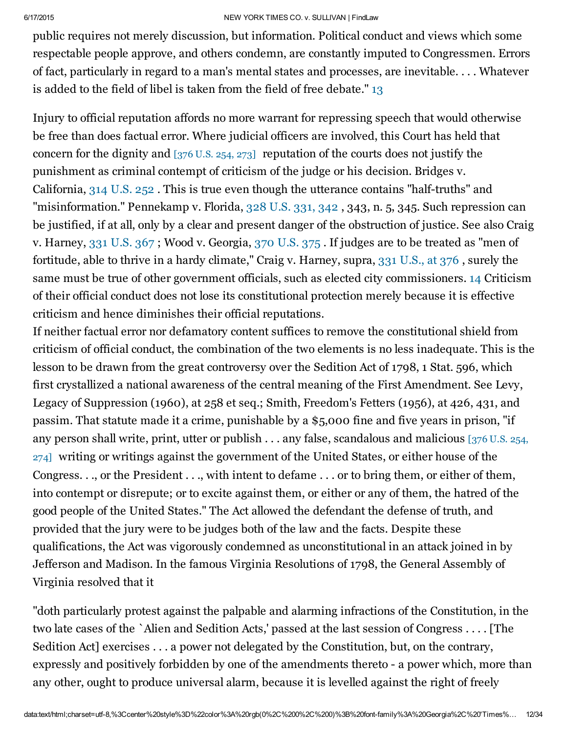public requires not merely discussion, but information. Political conduct and views which some respectable people approve, and others condemn, are constantly imputed to Congressmen. Errors of fact, particularly in regard to a man's mental states and processes, are inevitable. . . . Whatever is added to the field of libel is taken from the field of free debate." 13

Injury to official reputation affords no more warrant for repressing speech that would otherwise be free than does factual error. Where judicial officers are involved, this Court has held that concern for the dignity and [376 U.S. 254, 273] reputation of the courts does not justify the punishment as criminal contempt of criticism of the judge or his decision. Bridges v. California, 314 U.S. 252 . This is true even though the utterance contains "half-truths" and "misinformation." Pennekamp v. Florida, 328 U.S. 331, 342 , 343, n. 5, 345. Such repression can be justified, if at all, only by a clear and present danger of the obstruction of justice. See also Craig v. Harney, 331 U.S. 367 ; Wood v. Georgia, 370 U.S. 375 . If judges are to be treated as "men of fortitude, able to thrive in a hardy climate," Craig v. Harney, supra, 331 U.S., at 376 , surely the same must be true of other government officials, such as elected city commissioners. 14 Criticism of their official conduct does not lose its constitutional protection merely because it is effective criticism and hence diminishes their official reputations.

If neither factual error nor defamatory content suffices to remove the constitutional shield from criticism of official conduct, the combination of the two elements is no less inadequate. This is the lesson to be drawn from the great controversy over the Sedition Act of 1798, 1 Stat. 596, which first crystallized a national awareness of the central meaning of the First Amendment. See Levy, Legacy of Suppression (1960), at 258 et seq.; Smith, Freedom's Fetters (1956), at 426, 431, and passim. That statute made it a crime, punishable by a $5,000 fine and five years in prison, "if any person shall write, print, utter or publish . . . any false, scandalous and malicious [376 U.S. 254, 274] writing or writings against the government of the United States, or either house of the Congress. . ., or the President . . ., with intent to defame . . . or to bring them, or either of them, into contempt or disrepute; or to excite against them, or either or any of them, the hatred of the good people of the United States." The Act allowed the defendant the defense of truth, and provided that the jury were to be judges both of the law and the facts. Despite these qualifications, the Act was vigorously condemned as unconstitutional in an attack joined in by Jefferson and Madison. In the famous Virginia Resolutions of 1798, the General Assembly of Virginia resolved that it

"doth particularly protest against the palpable and alarming infractions of the Constitution, in the two late cases of the `Alien and Sedition Acts,' passed at the last session of Congress . . . . [The Sedition Act] exercises . . . a power not delegated by the Constitution, but, on the contrary, expressly and positively forbidden by one of the amendments thereto - a power which, more than any other, ought to produce universal alarm, because it is levelled against the right of freely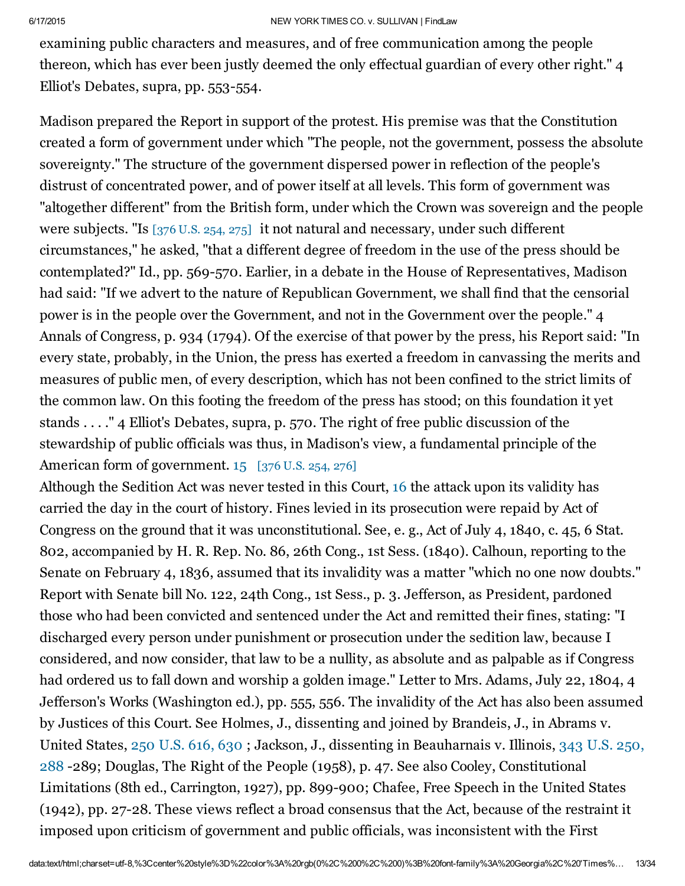examining public characters and measures, and of free communication among the people thereon, which has ever been justly deemed the only effectual guardian of every other right." 4 Elliot's Debates, supra, pp. 553-554.

Madison prepared the Report in support of the protest. His premise was that the Constitution created a form of government under which "The people, not the government, possess the absolute sovereignty." The structure of the government dispersed power in reflection of the people's distrust of concentrated power, and of power itself at all levels. This form of government was "altogether different" from the British form, under which the Crown was sovereign and the people were subjects. "Is [376 U.S. 254, 275] it not natural and necessary, under such different circumstances," he asked, "that a different degree of freedom in the use of the press should be contemplated?" Id., pp. 569-570. Earlier, in a debate in the House of Representatives, Madison had said: "If we advert to the nature of Republican Government, we shall find that the censorial power is in the people over the Government, and not in the Government over the people." 4 Annals of Congress, p. 934 (1794). Of the exercise of that power by the press, his Report said: "In every state, probably, in the Union, the press has exerted a freedom in canvassing the merits and measures of public men, of every description, which has not been confined to the strict limits of the common law. On this footing the freedom of the press has stood; on this foundation it yet stands . . . ." 4 Elliot's Debates, supra, p. 570. The right of free public discussion of the stewardship of public officials was thus, in Madison's view, a fundamental principle of the American form of government. 15 [376 U.S. 254, 276]

Although the Sedition Act was never tested in this Court, 16 the attack upon its validity has carried the day in the court of history. Fines levied in its prosecution were repaid by Act of Congress on the ground that it was unconstitutional. See, e. g., Act of July 4, 1840, c. 45, 6 Stat. 802, accompanied by H. R. Rep. No. 86, 26th Cong., 1st Sess. (1840). Calhoun, reporting to the Senate on February 4, 1836, assumed that its invalidity was a matter "which no one now doubts." Report with Senate bill No. 122, 24th Cong., 1st Sess., p. 3. Jefferson, as President, pardoned those who had been convicted and sentenced under the Act and remitted their fines, stating: "I discharged every person under punishment or prosecution under the sedition law, because I considered, and now consider, that law to be a nullity, as absolute and as palpable as if Congress had ordered us to fall down and worship a golden image." Letter to Mrs. Adams, July 22, 1804, 4 Jefferson's Works (Washington ed.), pp. 555, 556. The invalidity of the Act has also been assumed by Justices of this Court. See Holmes, J., dissenting and joined by Brandeis, J., in Abrams v. United States, 250 U.S. 616, 630 ; Jackson, J., dissenting in Beauharnais v. Illinois, 343 U.S. 250, 288 -289; Douglas, The Right of the People (1958), p. 47. See also Cooley, Constitutional Limitations (8th ed., Carrington, 1927), pp. 899-900; Chafee, Free Speech in the United States (1942), pp. 27-28. These views reflect a broad consensus that the Act, because of the restraint it imposed upon criticism of government and public officials, was inconsistent with the First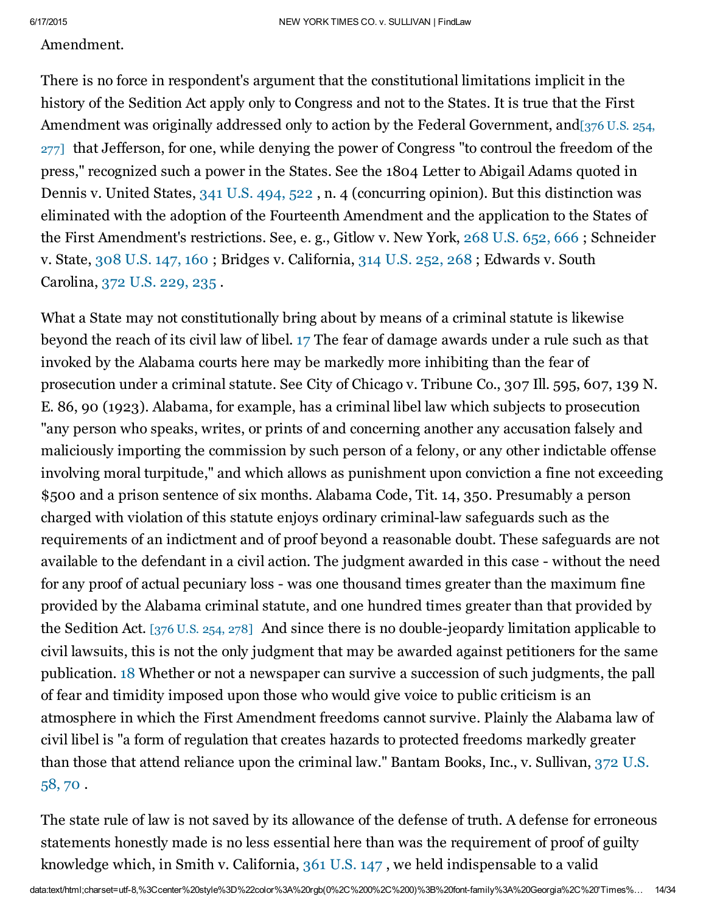Amendment.

There is no force in respondent's argument that the constitutional limitations implicit in the history of the Sedition Act apply only to Congress and not to the States. It is true that the First Amendment was originally addressed only to action by the Federal Government, and[376 U.S. 254, 277] that Jefferson, for one, while denying the power of Congress "to controul the freedom of the press," recognized such a power in the States. See the 1804 Letter to Abigail Adams quoted in Dennis v. United States, 341 U.S. 494, 522 , n. 4 (concurring opinion). But this distinction was eliminated with the adoption of the Fourteenth Amendment and the application to the States of the First Amendment's restrictions. See, e. g., Gitlow v. New York, 268 U.S. 652, 666 ; Schneider v. State, 308 U.S. 147, 160 ; Bridges v. California, 314 U.S. 252, 268 ; Edwards v. South Carolina, 372 U.S. 229, 235 .

What a State may not constitutionally bring about by means of a criminal statute is likewise beyond the reach of its civil law of libel. 17 The fear of damage awards under a rule such as that invoked by the Alabama courts here may be markedly more inhibiting than the fear of prosecution under a criminal statute. See City of Chicago v. Tribune Co., 307 Ill. 595, 607, 139 N. E. 86, 90 (1923). Alabama, for example, has a criminal libel law which subjects to prosecution "any person who speaks, writes, or prints of and concerning another any accusation falsely and maliciously importing the commission by such person of a felony, or any other indictable offense involving moral turpitude," and which allows as punishment upon conviction a fine not exceeding $500 and a prison sentence of six months. Alabama Code, Tit. 14, 350. Presumably a person charged with violation of this statute enjoys ordinary criminal-law safeguards such as the requirements of an indictment and of proof beyond a reasonable doubt. These safeguards are not available to the defendant in a civil action. The judgment awarded in this case - without the need for any proof of actual pecuniary loss - was one thousand times greater than the maximum fine provided by the Alabama criminal statute, and one hundred times greater than that provided by the Sedition Act. [376 U.S. 254, 278] And since there is no double-jeopardy limitation applicable to civil lawsuits, this is not the only judgment that may be awarded against petitioners for the same publication. 18 Whether or not a newspaper can survive a succession of such judgments, the pall of fear and timidity imposed upon those who would give voice to public criticism is an atmosphere in which the First Amendment freedoms cannot survive. Plainly the Alabama law of civil libel is "a form of regulation that creates hazards to protected freedoms markedly greater than those that attend reliance upon the criminal law." Bantam Books, Inc., v. Sullivan, 372 U.S. 58, 70 .

The state rule of law is not saved by its allowance of the defense of truth. A defense for erroneous statements honestly made is no less essential here than was the requirement of proof of guilty knowledge which, in Smith v. California, 361 U.S. 147 , we held indispensable to a valid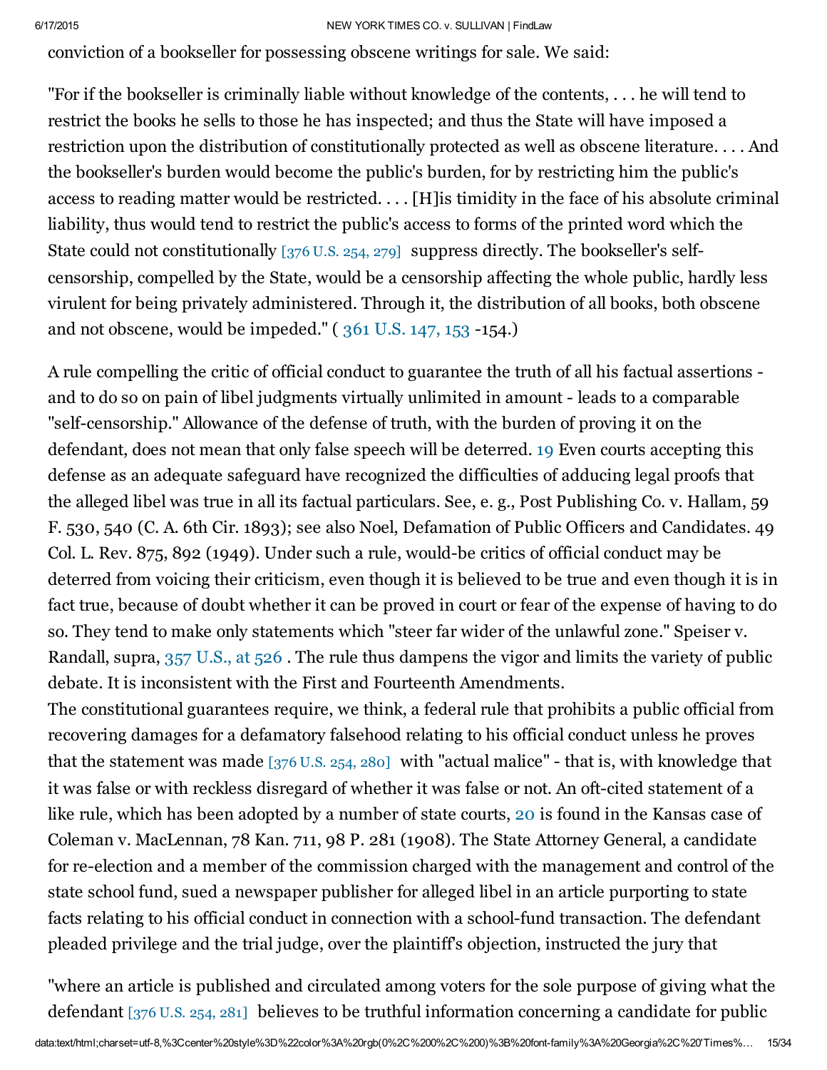conviction of a bookseller for possessing obscene writings for sale. We said:

"For if the bookseller is criminally liable without knowledge of the contents, . . . he will tend to restrict the books he sells to those he has inspected; and thus the State will have imposed a restriction upon the distribution of constitutionally protected as well as obscene literature. . . . And the bookseller's burden would become the public's burden, for by restricting him the public's access to reading matter would be restricted. . . . [H]is timidity in the face of his absolute criminal liability, thus would tend to restrict the public's access to forms of the printed word which the State could not constitutionally [376 U.S. 254, 279] suppress directly. The bookseller's self-censorship, compelled by the State, would be a censorship affecting the whole public, hardly less virulent for being privately administered. Through it, the distribution of all books, both obscene and not obscene, would be impeded." ( 361 U.S. 147, 153 -154.)

A rule compelling the critic of official conduct to guarantee the truth of all his factual assertions - and to do so on pain of libel judgments virtually unlimited in amount - leads to a comparable "self-censorship." Allowance of the defense of truth, with the burden of proving it on the defendant, does not mean that only false speech will be deterred. 19 Even courts accepting this defense as an adequate safeguard have recognized the difficulties of adducing legal proofs that the alleged libel was true in all its factual particulars. See, e. g., Post Publishing Co. v. Hallam, 59 F. 530, 540 (C. A. 6th Cir. 1893); see also Noel, Defamation of Public Officers and Candidates. 49 Col. L. Rev. 875, 892 (1949). Under such a rule, would-be critics of official conduct may be deterred from voicing their criticism, even though it is believed to be true and even though it is in fact true, because of doubt whether it can be proved in court or fear of the expense of having to do so. They tend to make only statements which "steer far wider of the unlawful zone." Speiser v. Randall, supra, 357 U.S., at 526 . The rule thus dampens the vigor and limits the variety of public debate. It is inconsistent with the First and Fourteenth Amendments.

The constitutional guarantees require, we think, a federal rule that prohibits a public official from recovering damages for a defamatory falsehood relating to his official conduct unless he proves that the statement was made [376 U.S. 254, 280] with "actual malice" - that is, with knowledge that it was false or with reckless disregard of whether it was false or not. An oft-cited statement of a like rule, which has been adopted by a number of state courts, 20 is found in the Kansas case of Coleman v. MacLennan, 78 Kan. 711, 98 P. 281 (1908). The State Attorney General, a candidate for re-election and a member of the commission charged with the management and control of the state school fund, sued a newspaper publisher for alleged libel in an article purporting to state facts relating to his official conduct in connection with a school-fund transaction. The defendant pleaded privilege and the trial judge, over the plaintiff's objection, instructed the jury that

"where an article is published and circulated among voters for the sole purpose of giving what the defendant [376 U.S. 254, 281] believes to be truthful information concerning a candidate for public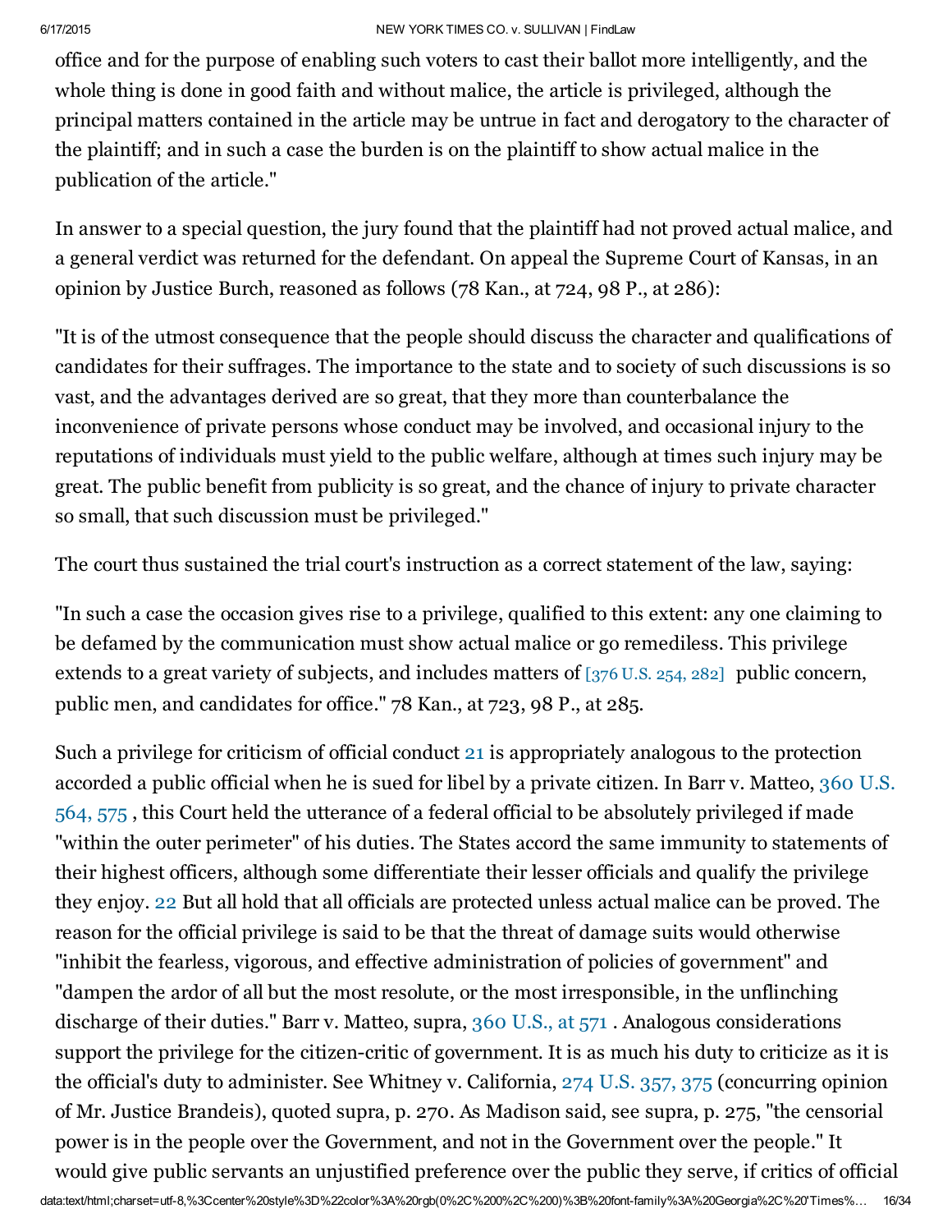office and for the purpose of enabling such voters to cast their ballot more intelligently, and the whole thing is done in good faith and without malice, the article is privileged, although the principal matters contained in the article may be untrue in fact and derogatory to the character of the plaintiff; and in such a case the burden is on the plaintiff to show actual malice in the publication of the article."

In answer to a special question, the jury found that the plaintiff had not proved actual malice, and a general verdict was returned for the defendant. On appeal the Supreme Court of Kansas, in an opinion by Justice Burch, reasoned as follows (78 Kan., at 724, 98 P., at 286):

"It is of the utmost consequence that the people should discuss the character and qualifications of candidates for their suffrages. The importance to the state and to society of such discussions is so vast, and the advantages derived are so great, that they more than counterbalance the inconvenience of private persons whose conduct may be involved, and occasional injury to the reputations of individuals must yield to the public welfare, although at times such injury may be great. The public benefit from publicity is so great, and the chance of injury to private character so small, that such discussion must be privileged."

The court thus sustained the trial court's instruction as a correct statement of the law, saying:

"In such a case the occasion gives rise to a privilege, qualified to this extent: any one claiming to be defamed by the communication must show actual malice or go remediless. This privilege extends to a great variety of subjects, and includes matters of [376 U.S. 254, 282] public concern, public men, and candidates for office." 78 Kan., at 723, 98 P., at 285.

Such a privilege for criticism of official conduct 21 is appropriately analogous to the protection accorded a public official when he is sued for libel by a private citizen. In Barr v. Matteo, 360 U.S. 564, 575 , this Court held the utterance of a federal official to be absolutely privileged if made "within the outer perimeter" of his duties. The States accord the same immunity to statements of their highest officers, although some differentiate their lesser officials and qualify the privilege they enjoy. 22 But all hold that all officials are protected unless actual malice can be proved. The reason for the official privilege is said to be that the threat of damage suits would otherwise "inhibit the fearless, vigorous, and effective administration of policies of government" and "dampen the ardor of all but the most resolute, or the most irresponsible, in the unflinching discharge of their duties." Barr v. Matteo, supra, 360 U.S., at 571 . Analogous considerations support the privilege for the citizen-critic of government. It is as much his duty to criticize as it is the official's duty to administer. See Whitney v. California, 274 U.S. 357, 375 (concurring opinion of Mr. Justice Brandeis), quoted supra, p. 270. As Madison said, see supra, p. 275, "the censorial power is in the people over the Government, and not in the Government over the people." It would give public servants an unjustified preference over the public they serve, if critics of official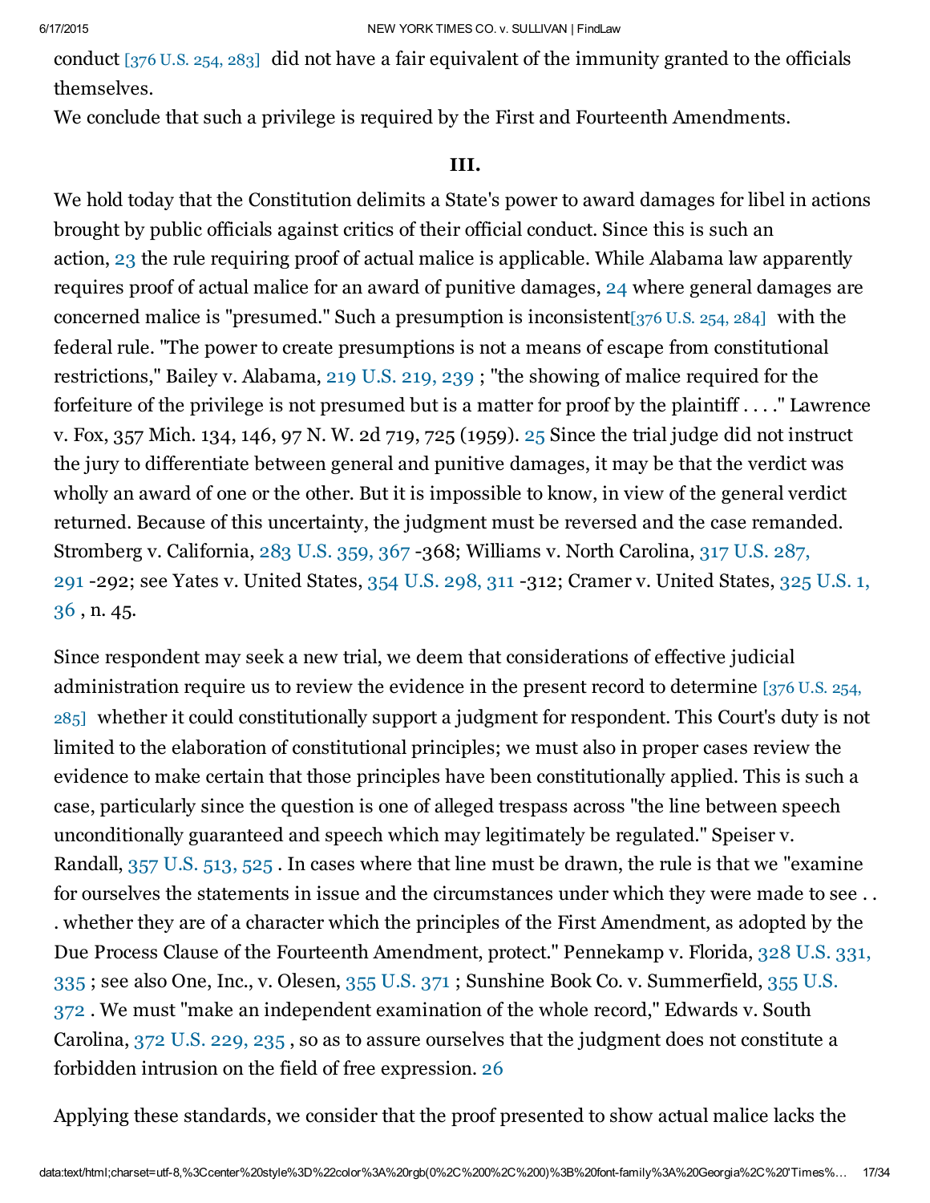conduct [376 U.S. 254, 283] did not have a fair equivalent of the immunity granted to the officials themselves.

We conclude that such a privilege is required by the First and Fourteenth Amendments.

### III.

We hold today that the Constitution delimits a State's power to award damages for libel in actions brought by public officials against critics of their official conduct. Since this is such an action, 23 the rule requiring proof of actual malice is applicable. While Alabama law apparently requires proof of actual malice for an award of punitive damages, 24 where general damages are concerned malice is "presumed." Such a presumption is inconsistent [376 U.S. 254, 284] with the federal rule. "The power to create presumptions is not a means of escape from constitutional restrictions," Bailey v. Alabama, 219 U.S. 219, 239 ; "the showing of malice required for the forfeiture of the privilege is not presumed but is a matter for proof by the plaintiff . . . ." Lawrence v. Fox, 357 Mich. 134, 146, 97 N. W. 2d 719, 725 (1959). 25 Since the trial judge did not instruct the jury to differentiate between general and punitive damages, it may be that the verdict was wholly an award of one or the other. But it is impossible to know, in view of the general verdict returned. Because of this uncertainty, the judgment must be reversed and the case remanded. Stromberg v. California, 283 U.S. 359, 367 -368; Williams v. North Carolina, 317 U.S. 287, 291 -292; see Yates v. United States, 354 U.S. 298, 311 -312; Cramer v. United States, 325 U.S. 1, 36 , n. 45.

Since respondent may seek a new trial, we deem that considerations of effective judicial administration require us to review the evidence in the present record to determine [376 U.S. 254, 285] whether it could constitutionally support a judgment for respondent. This Court's duty is not limited to the elaboration of constitutional principles; we must also in proper cases review the evidence to make certain that those principles have been constitutionally applied. This is such a case, particularly since the question is one of alleged trespass across "the line between speech unconditionally guaranteed and speech which may legitimately be regulated." Speiser v. Randall, 357 U.S. 513, 525 . In cases where that line must be drawn, the rule is that we "examine for ourselves the statements in issue and the circumstances under which they were made to see . . . whether they are of a character which the principles of the First Amendment, as adopted by the Due Process Clause of the Fourteenth Amendment, protect." Pennekamp v. Florida, 328 U.S. 331, 335 ; see also One, Inc., v. Olesen, 355 U.S. 371 ; Sunshine Book Co. v. Summerfield, 355 U.S. 372 . We must "make an independent examination of the whole record," Edwards v. South Carolina, 372 U.S. 229, 235 , so as to assure ourselves that the judgment does not constitute a forbidden intrusion on the field of free expression. 26

Applying these standards, we consider that the proof presented to show actual malice lacks the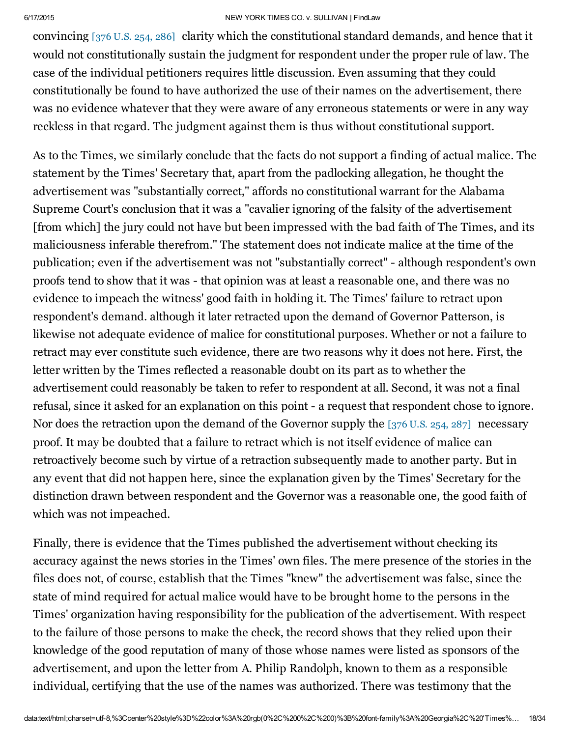convincing [376 U.S. 254, 286] clarity which the constitutional standard demands, and hence that it would not constitutionally sustain the judgment for respondent under the proper rule of law. The case of the individual petitioners requires little discussion. Even assuming that they could constitutionally be found to have authorized the use of their names on the advertisement, there was no evidence whatever that they were aware of any erroneous statements or were in any way reckless in that regard. The judgment against them is thus without constitutional support.

As to the Times, we similarly conclude that the facts do not support a finding of actual malice. The statement by the Times' Secretary that, apart from the padlocking allegation, he thought the advertisement was "substantially correct," affords no constitutional warrant for the Alabama Supreme Court's conclusion that it was a "cavalier ignoring of the falsity of the advertisement [from which] the jury could not have but been impressed with the bad faith of The Times, and its maliciousness inferable therefrom." The statement does not indicate malice at the time of the publication; even if the advertisement was not "substantially correct" - although respondent's own proofs tend to show that it was - that opinion was at least a reasonable one, and there was no evidence to impeach the witness' good faith in holding it. The Times' failure to retract upon respondent's demand. although it later retracted upon the demand of Governor Patterson, is likewise not adequate evidence of malice for constitutional purposes. Whether or not a failure to retract may ever constitute such evidence, there are two reasons why it does not here. First, the letter written by the Times reflected a reasonable doubt on its part as to whether the advertisement could reasonably be taken to refer to respondent at all. Second, it was not a final refusal, since it asked for an explanation on this point - a request that respondent chose to ignore. Nor does the retraction upon the demand of the Governor supply the [376 U.S. 254, 287] necessary proof. It may be doubted that a failure to retract which is not itself evidence of malice can retroactively become such by virtue of a retraction subsequently made to another party. But in any event that did not happen here, since the explanation given by the Times' Secretary for the distinction drawn between respondent and the Governor was a reasonable one, the good faith of which was not impeached.

Finally, there is evidence that the Times published the advertisement without checking its accuracy against the news stories in the Times' own files. The mere presence of the stories in the files does not, of course, establish that the Times "knew" the advertisement was false, since the state of mind required for actual malice would have to be brought home to the persons in the Times' organization having responsibility for the publication of the advertisement. With respect to the failure of those persons to make the check, the record shows that they relied upon their knowledge of the good reputation of many of those whose names were listed as sponsors of the advertisement, and upon the letter from A. Philip Randolph, known to them as a responsible individual, certifying that the use of the names was authorized. There was testimony that the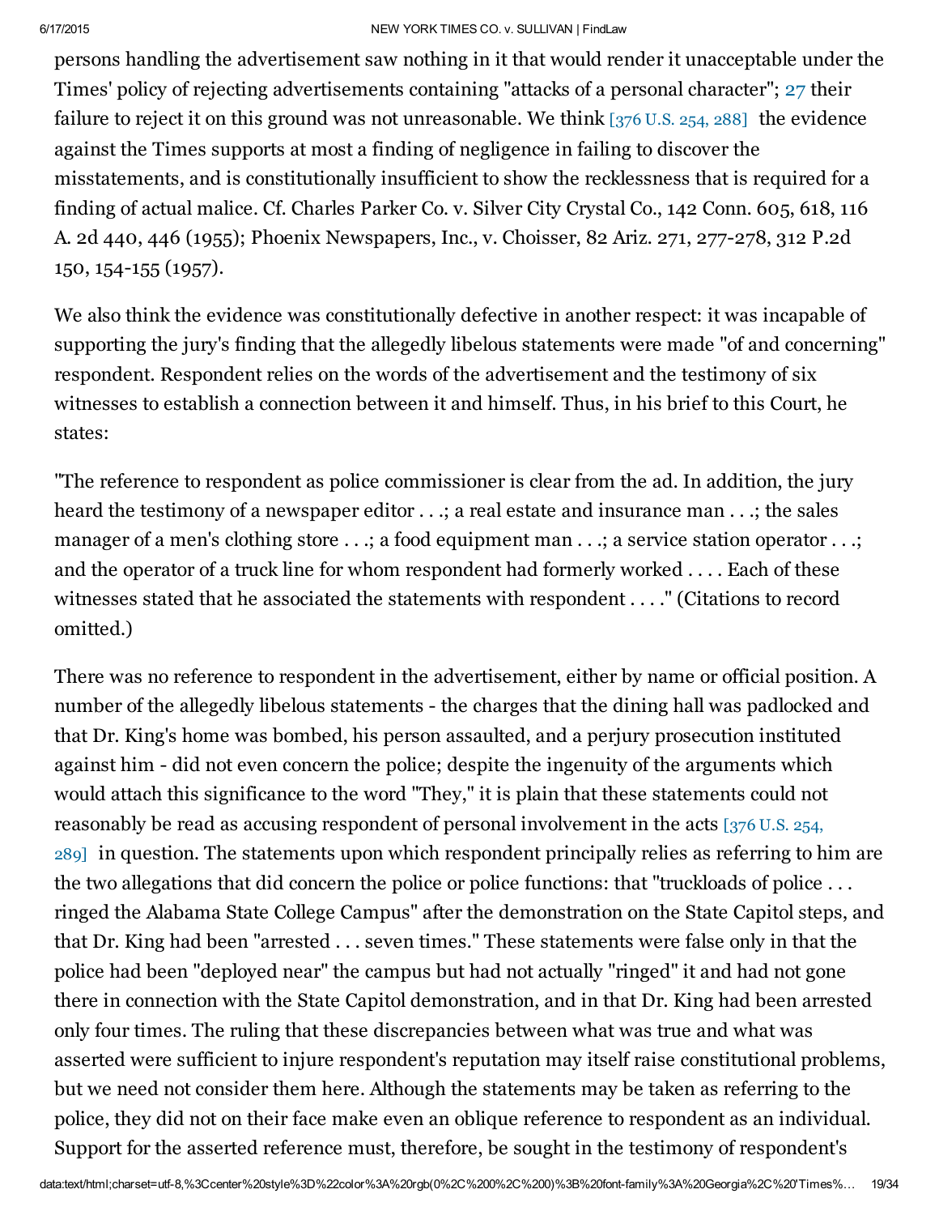persons handling the advertisement saw nothing in it that would render it unacceptable under the Times' policy of rejecting advertisements containing "attacks of a personal character"; 27 their failure to reject it on this ground was not unreasonable. We think [376 U.S. 254, 288] the evidence against the Times supports at most a finding of negligence in failing to discover the misstatements, and is constitutionally insufficient to show the recklessness that is required for a finding of actual malice. Cf. Charles Parker Co. v. Silver City Crystal Co., 142 Conn. 605, 618, 116 A. 2d 440, 446 (1955); Phoenix Newspapers, Inc., v. Choisser, 82 Ariz. 271, 277-278, 312 P.2d 150, 154-155 (1957).

We also think the evidence was constitutionally defective in another respect: it was incapable of supporting the jury's finding that the allegedly libelous statements were made "of and concerning" respondent. Respondent relies on the words of the advertisement and the testimony of six witnesses to establish a connection between it and himself. Thus, in his brief to this Court, he states:

"The reference to respondent as police commissioner is clear from the ad. In addition, the jury heard the testimony of a newspaper editor . . .; a real estate and insurance man . . .; the sales manager of a men's clothing store . . .; a food equipment man . . .; a service station operator . . .; and the operator of a truck line for whom respondent had formerly worked . . . . Each of these witnesses stated that he associated the statements with respondent . . . ." (Citations to record omitted.)

There was no reference to respondent in the advertisement, either by name or official position. A number of the allegedly libelous statements - the charges that the dining hall was padlocked and that Dr. King's home was bombed, his person assaulted, and a perjury prosecution instituted against him - did not even concern the police; despite the ingenuity of the arguments which would attach this significance to the word "They," it is plain that these statements could not reasonably be read as accusing respondent of personal involvement in the acts [376 U.S. 254, 289] in question. The statements upon which respondent principally relies as referring to him are the two allegations that did concern the police or police functions: that "truckloads of police . . . ringed the Alabama State College Campus" after the demonstration on the State Capitol steps, and that Dr. King had been "arrested . . . seven times." These statements were false only in that the police had been "deployed near" the campus but had not actually "ringed" it and had not gone there in connection with the State Capitol demonstration, and in that Dr. King had been arrested only four times. The ruling that these discrepancies between what was true and what was asserted were sufficient to injure respondent's reputation may itself raise constitutional problems, but we need not consider them here. Although the statements may be taken as referring to the police, they did not on their face make even an oblique reference to respondent as an individual. Support for the asserted reference must, therefore, be sought in the testimony of respondent's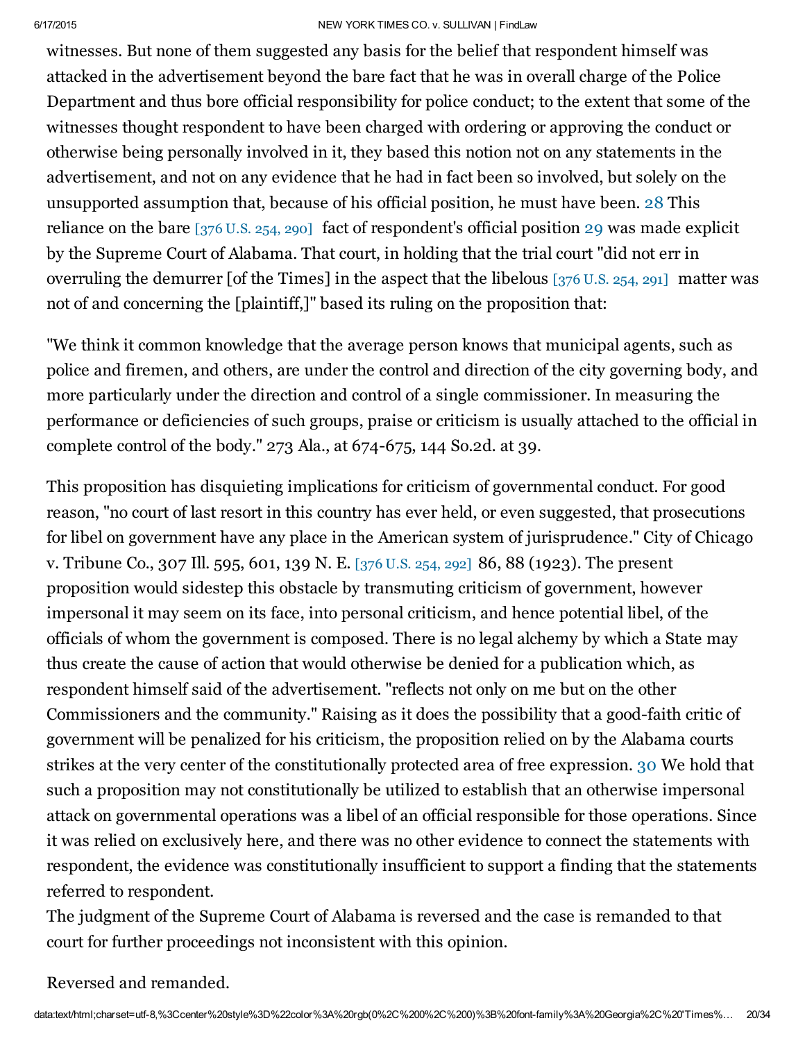witnesses. But none of them suggested any basis for the belief that respondent himself was attacked in the advertisement beyond the bare fact that he was in overall charge of the Police Department and thus bore official responsibility for police conduct; to the extent that some of the witnesses thought respondent to have been charged with ordering or approving the conduct or otherwise being personally involved in it, they based this notion not on any statements in the advertisement, and not on any evidence that he had in fact been so involved, but solely on the unsupported assumption that, because of his official position, he must have been. 28 This reliance on the bare [376 U.S. 254, 290] fact of respondent's official position 29 was made explicit by the Supreme Court of Alabama. That court, in holding that the trial court "did not err in overruling the demurrer [of the Times] in the aspect that the libelous [376 U.S. 254, 291] matter was not of and concerning the [plaintiff,]" based its ruling on the proposition that:

"We think it common knowledge that the average person knows that municipal agents, such as police and firemen, and others, are under the control and direction of the city governing body, and more particularly under the direction and control of a single commissioner. In measuring the performance or deficiencies of such groups, praise or criticism is usually attached to the official in complete control of the body." 273 Ala., at 674-675, 144 So.2d. at 39.

This proposition has disquieting implications for criticism of governmental conduct. For good reason, "no court of last resort in this country has ever held, or even suggested, that prosecutions for libel on government have any place in the American system of jurisprudence." City of Chicago v. Tribune Co., 307 Ill. 595, 601, 139 N. E. [376 U.S. 254, 292] 86, 88 (1923). The present proposition would sidestep this obstacle by transmuting criticism of government, however impersonal it may seem on its face, into personal criticism, and hence potential libel, of the officials of whom the government is composed. There is no legal alchemy by which a State may thus create the cause of action that would otherwise be denied for a publication which, as respondent himself said of the advertisement. "reflects not only on me but on the other Commissioners and the community." Raising as it does the possibility that a good-faith critic of government will be penalized for his criticism, the proposition relied on by the Alabama courts strikes at the very center of the constitutionally protected area of free expression. 30 We hold that such a proposition may not constitutionally be utilized to establish that an otherwise impersonal attack on governmental operations was a libel of an official responsible for those operations. Since it was relied on exclusively here, and there was no other evidence to connect the statements with respondent, the evidence was constitutionally insufficient to support a finding that the statements referred to respondent.

The judgment of the Supreme Court of Alabama is reversed and the case is remanded to that court for further proceedings not inconsistent with this opinion.

Reversed and remanded.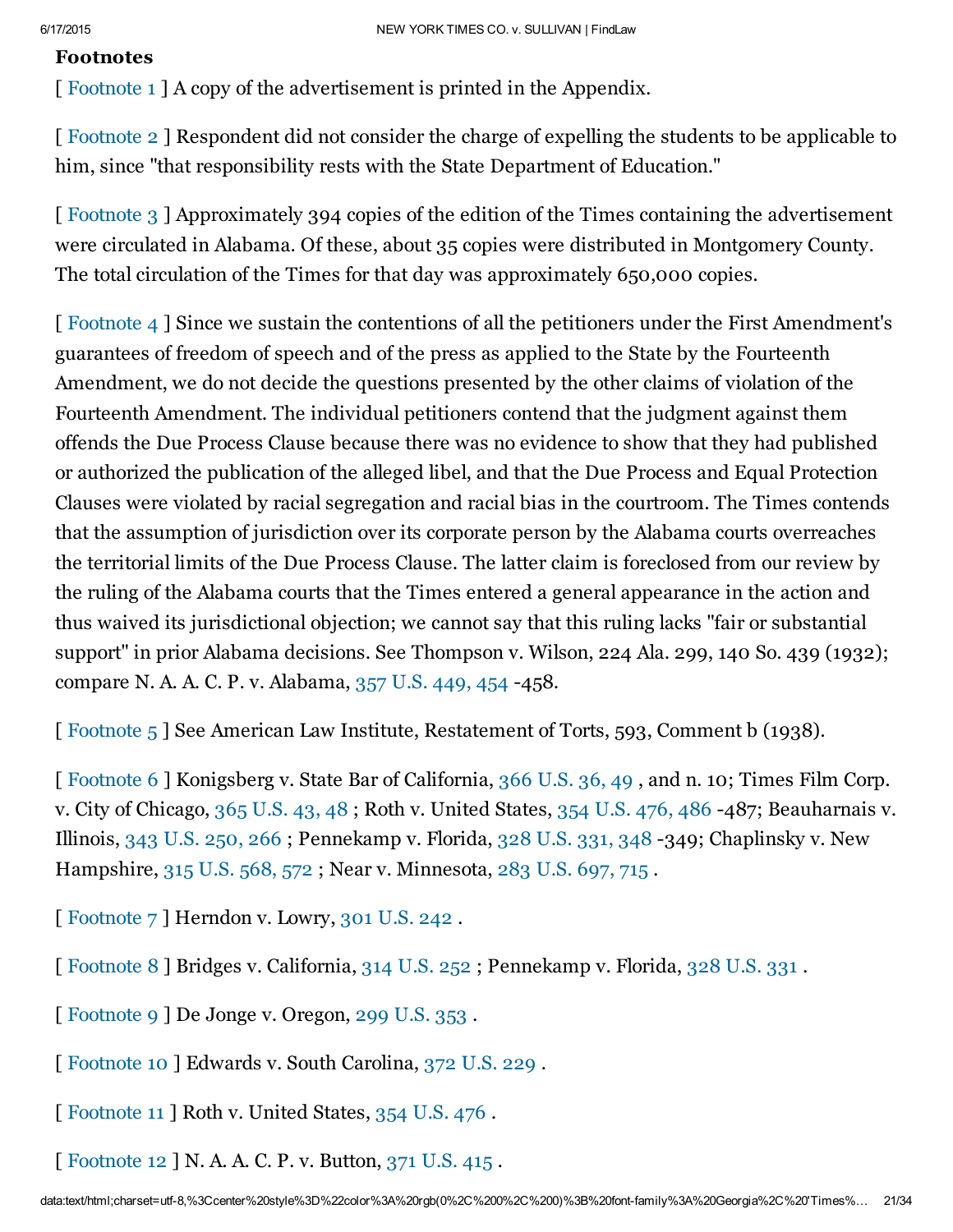**Footnotes**

[ Footnote 1 ] A copy of the advertisement is printed in the Appendix.

[ Footnote 2 ] Respondent did not consider the charge of expelling the students to be applicable to him, since "that responsibility rests with the State Department of Education."

[ Footnote 3 ] Approximately 394 copies of the edition of the Times containing the advertisement were circulated in Alabama. Of these, about 35 copies were distributed in Montgomery County. The total circulation of the Times for that day was approximately 650,000 copies.

[ Footnote 4 ] Since we sustain the contentions of all the petitioners under the First Amendment's guarantees of freedom of speech and of the press as applied to the State by the Fourteenth Amendment, we do not decide the questions presented by the other claims of violation of the Fourteenth Amendment. The individual petitioners contend that the judgment against them offends the Due Process Clause because there was no evidence to show that they had published or authorized the publication of the alleged libel, and that the Due Process and Equal Protection Clauses were violated by racial segregation and racial bias in the courtroom. The Times contends that the assumption of jurisdiction over its corporate person by the Alabama courts overreaches the territorial limits of the Due Process Clause. The latter claim is foreclosed from our review by the ruling of the Alabama courts that the Times entered a general appearance in the action and thus waived its jurisdictional objection; we cannot say that this ruling lacks "fair or substantial support" in prior Alabama decisions. See Thompson v. Wilson, 224 Ala. 299, 140 So. 439 (1932); compare N. A. A. C. P. v. Alabama, 357 U.S. 449, 454 -458.

[ Footnote 5 ] See American Law Institute, Restatement of Torts, 593, Comment b (1938).

[ Footnote 6 ] Konigsberg v. State Bar of California, 366 U.S. 36, 49 , and n. 10; Times Film Corp. v. City of Chicago, 365 U.S. 43, 48 ; Roth v. United States, 354 U.S. 476, 486 -487; Beauharnais v. Illinois, 343 U.S. 250, 266 ; Pennekamp v. Florida, 328 U.S. 331, 348 -349; Chaplinsky v. New Hampshire, 315 U.S. 568, 572 ; Near v. Minnesota, 283 U.S. 697, 715 .

[ Footnote 7 ] Herndon v. Lowry, 301 U.S. 242 .

[ Footnote 8 ] Bridges v. California, 314 U.S. 252 ; Pennekamp v. Florida, 328 U.S. 331 .

[ Footnote 9 ] De Jonge v. Oregon, 299 U.S. 353 .

[ Footnote 10 ] Edwards v. South Carolina, 372 U.S. 229 .

[ Footnote 11 ] Roth v. United States, 354 U.S. 476 .

[ Footnote 12 ] N. A. A. C. P. v. Button, 371 U.S. 415 .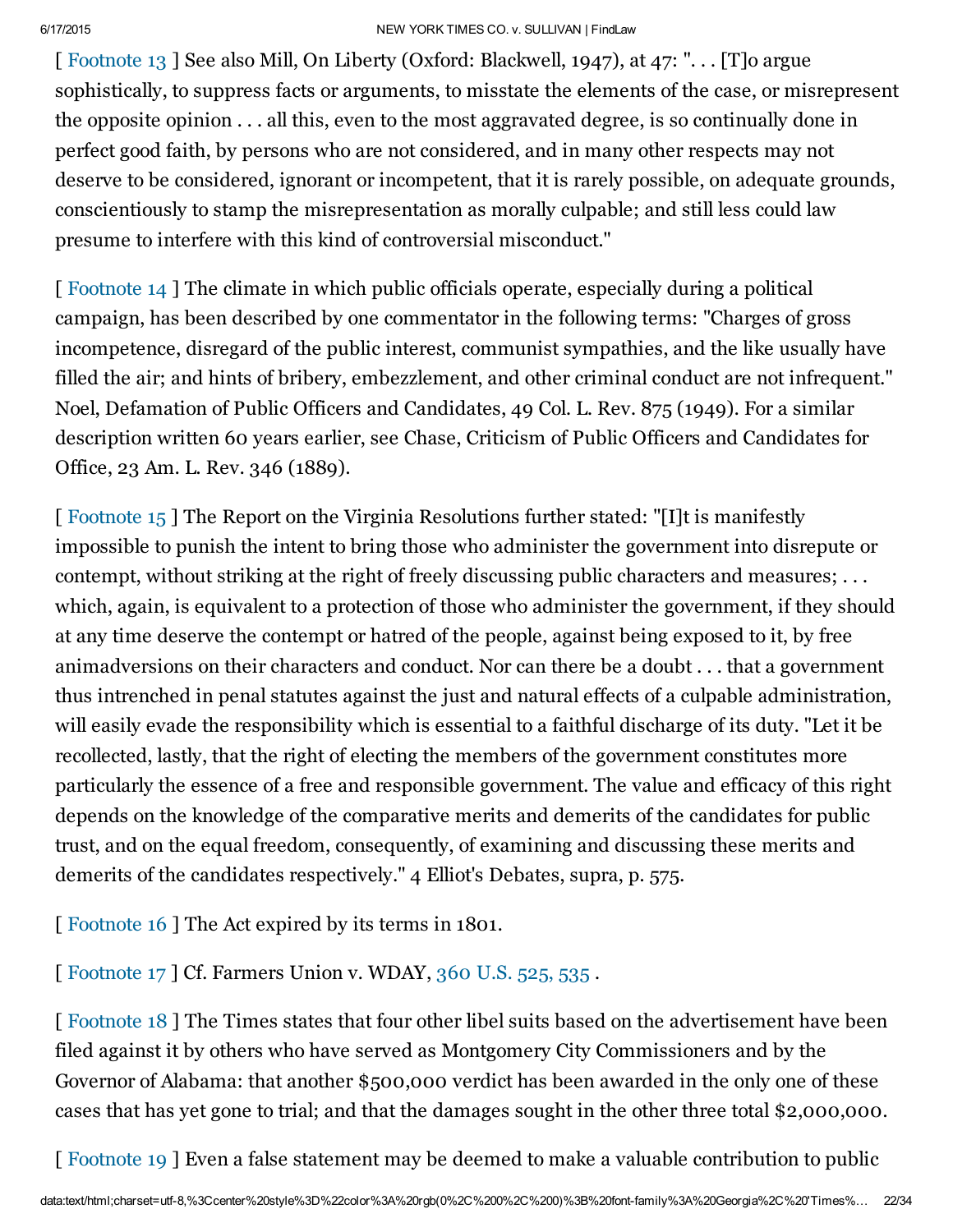[ Footnote 13 ] See also Mill, On Liberty (Oxford: Blackwell, 1947), at 47: ". . . [T]o argue sophistically, to suppress facts or arguments, to misstate the elements of the case, or misrepresent the opposite opinion . . . all this, even to the most aggravated degree, is so continually done in perfect good faith, by persons who are not considered, and in many other respects may not deserve to be considered, ignorant or incompetent, that it is rarely possible, on adequate grounds, conscientiously to stamp the misrepresentation as morally culpable; and still less could law presume to interfere with this kind of controversial misconduct."

[ Footnote 14 ] The climate in which public officials operate, especially during a political campaign, has been described by one commentator in the following terms: "Charges of gross incompetence, disregard of the public interest, communist sympathies, and the like usually have filled the air; and hints of bribery, embezzlement, and other criminal conduct are not infrequent." Noel, Defamation of Public Officers and Candidates, 49 Col. L. Rev. 875 (1949). For a similar description written 60 years earlier, see Chase, Criticism of Public Officers and Candidates for Office, 23 Am. L. Rev. 346 (1889).

[ Footnote 15 ] The Report on the Virginia Resolutions further stated: "[I]t is manifestly impossible to punish the intent to bring those who administer the government into disrepute or contempt, without striking at the right of freely discussing public characters and measures; . . . which, again, is equivalent to a protection of those who administer the government, if they should at any time deserve the contempt or hatred of the people, against being exposed to it, by free animadversions on their characters and conduct. Nor can there be a doubt . . . that a government thus intrenched in penal statutes against the just and natural effects of a culpable administration, will easily evade the responsibility which is essential to a faithful discharge of its duty. "Let it be recollected, lastly, that the right of electing the members of the government constitutes more particularly the essence of a free and responsible government. The value and efficacy of this right depends on the knowledge of the comparative merits and demerits of the candidates for public trust, and on the equal freedom, consequently, of examining and discussing these merits and demerits of the candidates respectively." 4 Elliot's Debates, supra, p. 575.

[ Footnote 16 ] The Act expired by its terms in 1801.

[ Footnote 17 ] Cf. Farmers Union v. WDAY, 360 U.S. 525, 535 .

[ Footnote 18 ] The Times states that four other libel suits based on the advertisement have been filed against it by others who have served as Montgomery City Commissioners and by the Governor of Alabama: that another $500,000 verdict has been awarded in the only one of these cases that has yet gone to trial; and that the damages sought in the other three total $2,000,000.

[ Footnote 19 ] Even a false statement may be deemed to make a valuable contribution to public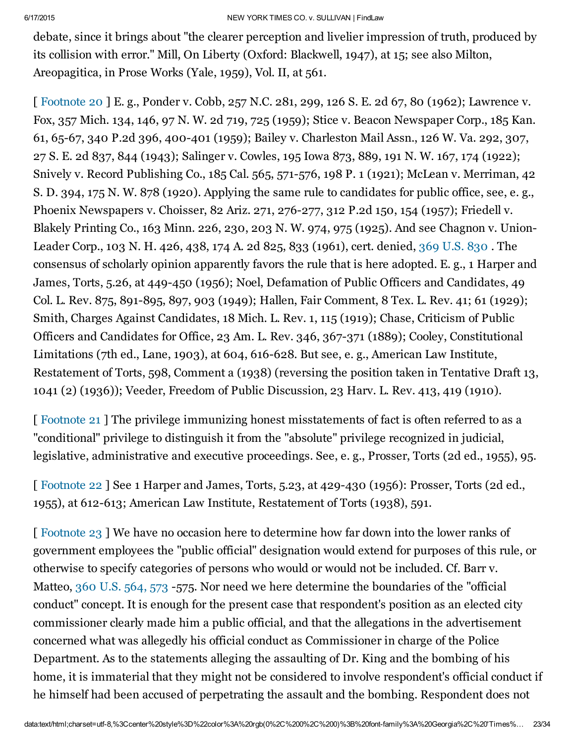debate, since it brings about "the clearer perception and livelier impression of truth, produced by its collision with error." Mill, On Liberty (Oxford: Blackwell, 1947), at 15; see also Milton, Areopagitica, in Prose Works (Yale, 1959), Vol. II, at 561.

[ Footnote 20 ] E. g., Ponder v. Cobb, 257 N.C. 281, 299, 126 S. E. 2d 67, 80 (1962); Lawrence v. Fox, 357 Mich. 134, 146, 97 N. W. 2d 719, 725 (1959); Stice v. Beacon Newspaper Corp., 185 Kan. 61, 65-67, 340 P.2d 396, 400-401 (1959); Bailey v. Charleston Mail Assn., 126 W. Va. 292, 307, 27 S. E. 2d 837, 844 (1943); Salinger v. Cowles, 195 Iowa 873, 889, 191 N. W. 167, 174 (1922); Snively v. Record Publishing Co., 185 Cal. 565, 571-576, 198 P. 1 (1921); McLean v. Merriman, 42 S. D. 394, 175 N. W. 878 (1920). Applying the same rule to candidates for public office, see, e. g., Phoenix Newspapers v. Choisser, 82 Ariz. 271, 276-277, 312 P.2d 150, 154 (1957); Friedell v. Blakely Printing Co., 163 Minn. 226, 230, 203 N. W. 974, 975 (1925). And see Chagnon v. Union-Leader Corp., 103 N. H. 426, 438, 174 A. 2d 825, 833 (1961), cert. denied, 369 U.S. 830 . The consensus of scholarly opinion apparently favors the rule that is here adopted. E. g., 1 Harper and James, Torts, 5.26, at 449-450 (1956); Noel, Defamation of Public Officers and Candidates, 49 Col. L. Rev. 875, 891-895, 897, 903 (1949); Hallen, Fair Comment, 8 Tex. L. Rev. 41; 61 (1929); Smith, Charges Against Candidates, 18 Mich. L. Rev. 1, 115 (1919); Chase, Criticism of Public Officers and Candidates for Office, 23 Am. L. Rev. 346, 367-371 (1889); Cooley, Constitutional Limitations (7th ed., Lane, 1903), at 604, 616-628. But see, e. g., American Law Institute, Restatement of Torts, 598, Comment a (1938) (reversing the position taken in Tentative Draft 13, 1041 (2) (1936)); Veeder, Freedom of Public Discussion, 23 Harv. L. Rev. 413, 419 (1910).

[ Footnote 21 ] The privilege immunizing honest misstatements of fact is often referred to as a "conditional" privilege to distinguish it from the "absolute" privilege recognized in judicial, legislative, administrative and executive proceedings. See, e. g., Prosser, Torts (2d ed., 1955), 95.

[ Footnote 22 ] See 1 Harper and James, Torts, 5.23, at 429-430 (1956): Prosser, Torts (2d ed., 1955), at 612-613; American Law Institute, Restatement of Torts (1938), 591.

[ Footnote 23 ] We have no occasion here to determine how far down into the lower ranks of government employees the "public official" designation would extend for purposes of this rule, or otherwise to specify categories of persons who would or would not be included. Cf. Barr v. Matteo, 360 U.S. 564, 573 -575. Nor need we here determine the boundaries of the "official conduct" concept. It is enough for the present case that respondent's position as an elected city commissioner clearly made him a public official, and that the allegations in the advertisement concerned what was allegedly his official conduct as Commissioner in charge of the Police Department. As to the statements alleging the assaulting of Dr. King and the bombing of his home, it is immaterial that they might not be considered to involve respondent's official conduct if he himself had been accused of perpetrating the assault and the bombing. Respondent does not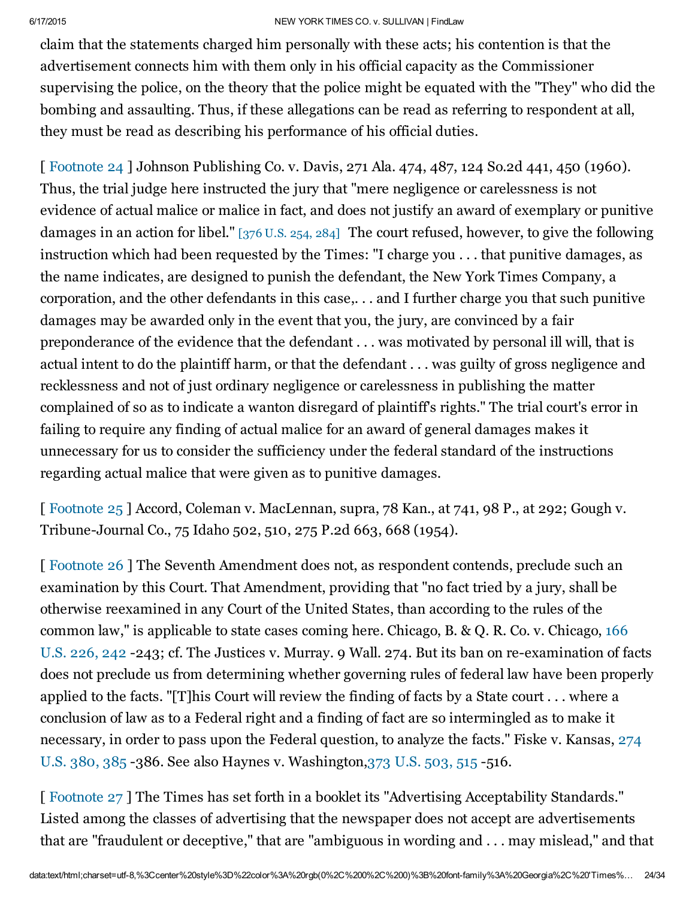claim that the statements charged him personally with these acts; his contention is that the advertisement connects him with them only in his official capacity as the Commissioner supervising the police, on the theory that the police might be equated with the "They" who did the bombing and assaulting. Thus, if these allegations can be read as referring to respondent at all, they must be read as describing his performance of his official duties.

[ Footnote 24 ] Johnson Publishing Co. v. Davis, 271 Ala. 474, 487, 124 So.2d 441, 450 (1960). Thus, the trial judge here instructed the jury that "mere negligence or carelessness is not evidence of actual malice or malice in fact, and does not justify an award of exemplary or punitive damages in an action for libel." [376 U.S. 254, 284] The court refused, however, to give the following instruction which had been requested by the Times: "I charge you . . . that punitive damages, as the name indicates, are designed to punish the defendant, the New York Times Company, a corporation, and the other defendants in this case,. . . and I further charge you that such punitive damages may be awarded only in the event that you, the jury, are convinced by a fair preponderance of the evidence that the defendant . . . was motivated by personal ill will, that is actual intent to do the plaintiff harm, or that the defendant . . . was guilty of gross negligence and recklessness and not of just ordinary negligence or carelessness in publishing the matter complained of so as to indicate a wanton disregard of plaintiff's rights." The trial court's error in failing to require any finding of actual malice for an award of general damages makes it unnecessary for us to consider the sufficiency under the federal standard of the instructions regarding actual malice that were given as to punitive damages.

[ Footnote 25 ] Accord, Coleman v. MacLennan, supra, 78 Kan., at 741, 98 P., at 292; Gough v. Tribune-Journal Co., 75 Idaho 502, 510, 275 P.2d 663, 668 (1954).

[ Footnote 26 ] The Seventh Amendment does not, as respondent contends, preclude such an examination by this Court. That Amendment, providing that "no fact tried by a jury, shall be otherwise reexamined in any Court of the United States, than according to the rules of the common law," is applicable to state cases coming here. Chicago, B. & Q. R. Co. v. Chicago, 166 U.S. 226, 242 -243; cf. The Justices v. Murray. 9 Wall. 274. But its ban on re-examination of facts does not preclude us from determining whether governing rules of federal law have been properly applied to the facts. "[T]his Court will review the finding of facts by a State court . . . where a conclusion of law as to a Federal right and a finding of fact are so intermingled as to make it necessary, in order to pass upon the Federal question, to analyze the facts." Fiske v. Kansas, 274 U.S. 380, 385 -386. See also Haynes v. Washington,373 U.S. 503, 515 -516.

[ Footnote 27 ] The Times has set forth in a booklet its "Advertising Acceptability Standards." Listed among the classes of advertising that the newspaper does not accept are advertisements that are "fraudulent or deceptive," that are "ambiguous in wording and . . . may mislead," and that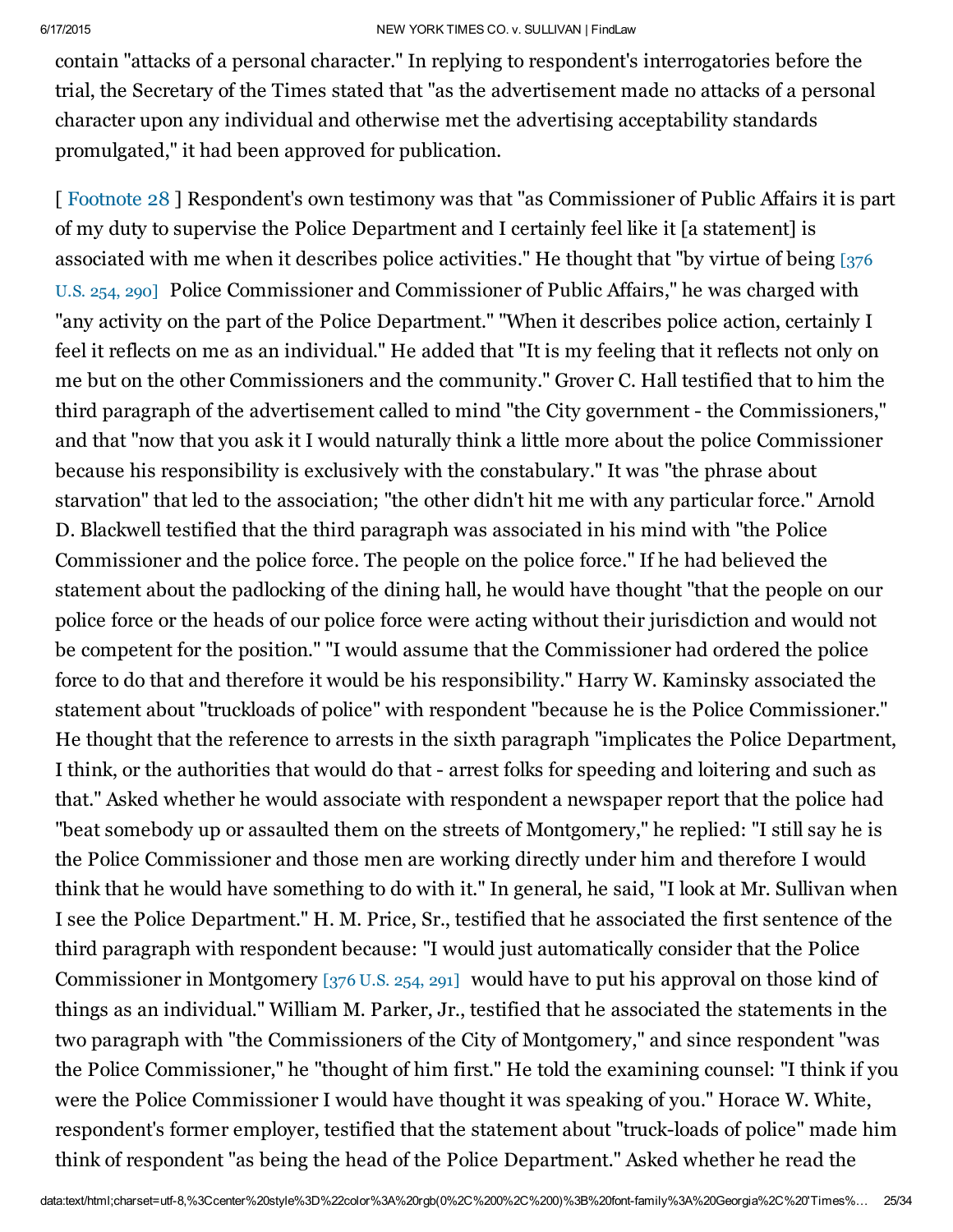contain "attacks of a personal character." In replying to respondent's interrogatories before the trial, the Secretary of the Times stated that "as the advertisement made no attacks of a personal character upon any individual and otherwise met the advertising acceptability standards promulgated," it had been approved for publication.

[ Footnote 28 ] Respondent's own testimony was that "as Commissioner of Public Affairs it is part of my duty to supervise the Police Department and I certainly feel like it [a statement] is associated with me when it describes police activities." He thought that "by virtue of being [376 U.S. 254, 290] Police Commissioner and Commissioner of Public Affairs," he was charged with "any activity on the part of the Police Department." "When it describes police action, certainly I feel it reflects on me as an individual." He added that "It is my feeling that it reflects not only on me but on the other Commissioners and the community." Grover C. Hall testified that to him the third paragraph of the advertisement called to mind "the City government - the Commissioners," and that "now that you ask it I would naturally think a little more about the police Commissioner because his responsibility is exclusively with the constabulary." It was "the phrase about starvation" that led to the association; "the other didn't hit me with any particular force." Arnold D. Blackwell testified that the third paragraph was associated in his mind with "the Police Commissioner and the police force. The people on the police force." If he had believed the statement about the padlocking of the dining hall, he would have thought "that the people on our police force or the heads of our police force were acting without their jurisdiction and would not be competent for the position." "I would assume that the Commissioner had ordered the police force to do that and therefore it would be his responsibility." Harry W. Kaminsky associated the statement about "truckloads of police" with respondent "because he is the Police Commissioner." He thought that the reference to arrests in the sixth paragraph "implicates the Police Department, I think, or the authorities that would do that - arrest folks for speeding and loitering and such as that." Asked whether he would associate with respondent a newspaper report that the police had "beat somebody up or assaulted them on the streets of Montgomery," he replied: "I still say he is the Police Commissioner and those men are working directly under him and therefore I would think that he would have something to do with it." In general, he said, "I look at Mr. Sullivan when I see the Police Department." H. M. Price, Sr., testified that he associated the first sentence of the third paragraph with respondent because: "I would just automatically consider that the Police Commissioner in Montgomery [376 U.S. 254, 291] would have to put his approval on those kind of things as an individual." William M. Parker, Jr., testified that he associated the statements in the two paragraph with "the Commissioners of the City of Montgomery," and since respondent "was the Police Commissioner," he "thought of him first." He told the examining counsel: "I think if you were the Police Commissioner I would have thought it was speaking of you." Horace W. White, respondent's former employer, testified that the statement about "truck-loads of police" made him think of respondent "as being the head of the Police Department." Asked whether he read the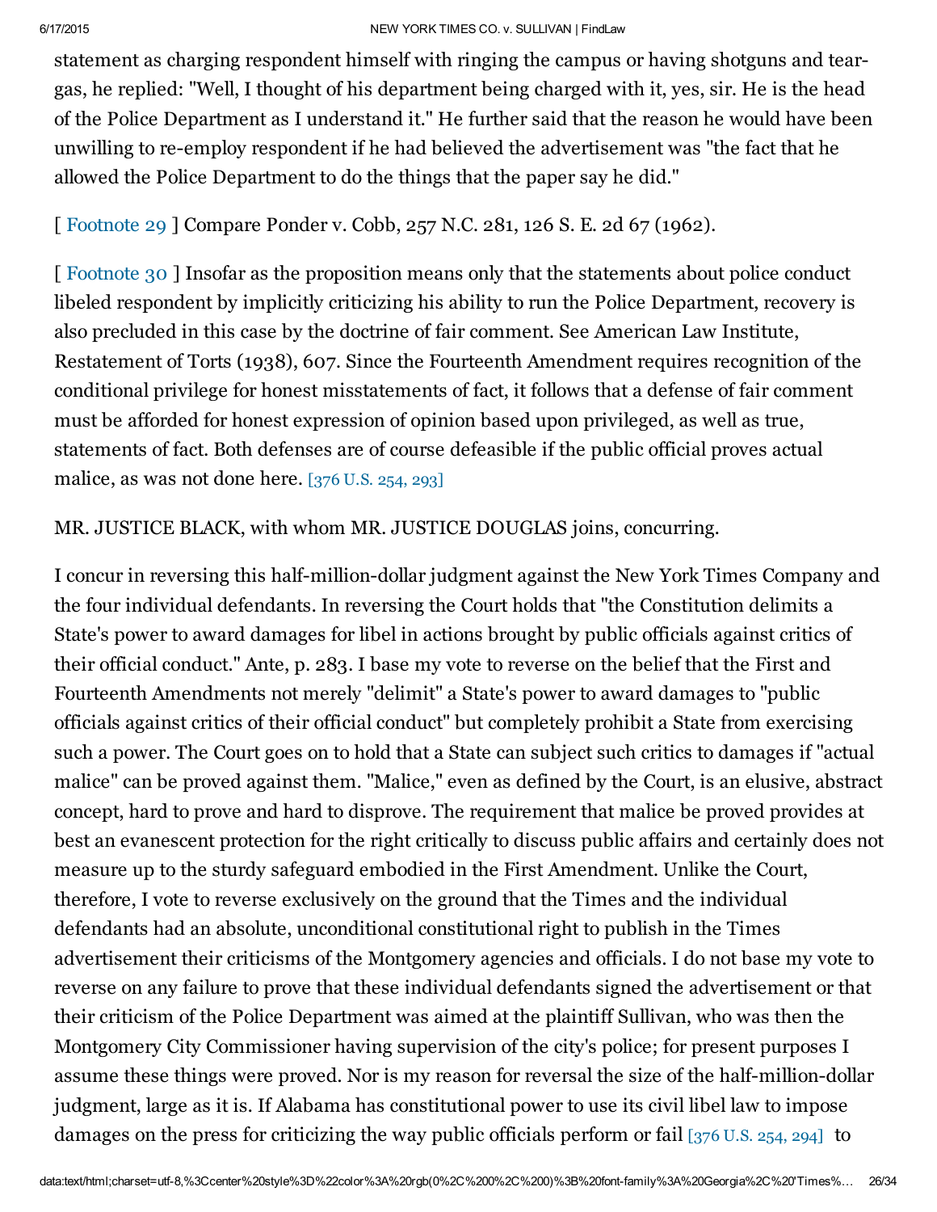statement as charging respondent himself with ringing the campus or having shotguns and tear-gas, he replied: "Well, I thought of his department being charged with it, yes, sir. He is the head of the Police Department as I understand it." He further said that the reason he would have been unwilling to re-employ respondent if he had believed the advertisement was "the fact that he allowed the Police Department to do the things that the paper say he did."

[ Footnote 29 ] Compare Ponder v. Cobb, 257 N.C. 281, 126 S. E. 2d 67 (1962).

[ Footnote 30 ] Insofar as the proposition means only that the statements about police conduct libeled respondent by implicitly criticizing his ability to run the Police Department, recovery is also precluded in this case by the doctrine of fair comment. See American Law Institute, Restatement of Torts (1938), 607. Since the Fourteenth Amendment requires recognition of the conditional privilege for honest misstatements of fact, it follows that a defense of fair comment must be afforded for honest expression of opinion based upon privileged, as well as true, statements of fact. Both defenses are of course defeasible if the public official proves actual malice, as was not done here. [376 U.S. 254, 293]

MR. JUSTICE BLACK, with whom MR. JUSTICE DOUGLAS joins, concurring.

I concur in reversing this half-million-dollar judgment against the New York Times Company and the four individual defendants. In reversing the Court holds that "the Constitution delimits a State's power to award damages for libel in actions brought by public officials against critics of their official conduct." Ante, p. 283. I base my vote to reverse on the belief that the First and Fourteenth Amendments not merely "delimit" a State's power to award damages to "public officials against critics of their official conduct" but completely prohibit a State from exercising such a power. The Court goes on to hold that a State can subject such critics to damages if "actual malice" can be proved against them. "Malice," even as defined by the Court, is an elusive, abstract concept, hard to prove and hard to disprove. The requirement that malice be proved provides at best an evanescent protection for the right critically to discuss public affairs and certainly does not measure up to the sturdy safeguard embodied in the First Amendment. Unlike the Court, therefore, I vote to reverse exclusively on the ground that the Times and the individual defendants had an absolute, unconditional constitutional right to publish in the Times advertisement their criticisms of the Montgomery agencies and officials. I do not base my vote to reverse on any failure to prove that these individual defendants signed the advertisement or that their criticism of the Police Department was aimed at the plaintiff Sullivan, who was then the Montgomery City Commissioner having supervision of the city's police; for present purposes I assume these things were proved. Nor is my reason for reversal the size of the half-million-dollar judgment, large as it is. If Alabama has constitutional power to use its civil libel law to impose damages on the press for criticizing the way public officials perform or fail [376 U.S. 254, 294] to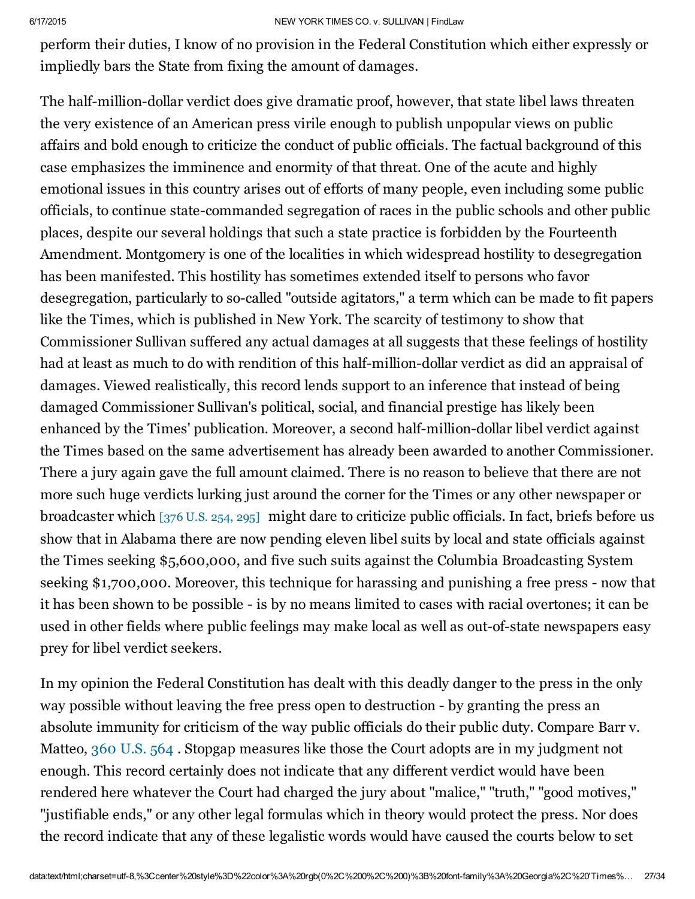perform their duties, I know of no provision in the Federal Constitution which either expressly or impliedly bars the State from fixing the amount of damages.

The half-million-dollar verdict does give dramatic proof, however, that state libel laws threaten the very existence of an American press virile enough to publish unpopular views on public affairs and bold enough to criticize the conduct of public officials. The factual background of this case emphasizes the imminence and enormity of that threat. One of the acute and highly emotional issues in this country arises out of efforts of many people, even including some public officials, to continue state-commanded segregation of races in the public schools and other public places, despite our several holdings that such a state practice is forbidden by the Fourteenth Amendment. Montgomery is one of the localities in which widespread hostility to desegregation has been manifested. This hostility has sometimes extended itself to persons who favor desegregation, particularly to so-called "outside agitators," a term which can be made to fit papers like the Times, which is published in New York. The scarcity of testimony to show that Commissioner Sullivan suffered any actual damages at all suggests that these feelings of hostility had at least as much to do with rendition of this half-million-dollar verdict as did an appraisal of damages. Viewed realistically, this record lends support to an inference that instead of being damaged Commissioner Sullivan's political, social, and financial prestige has likely been enhanced by the Times' publication. Moreover, a second half-million-dollar libel verdict against the Times based on the same advertisement has already been awarded to another Commissioner. There a jury again gave the full amount claimed. There is no reason to believe that there are not more such huge verdicts lurking just around the corner for the Times or any other newspaper or broadcaster which [376 U.S. 254, 295] might dare to criticize public officials. In fact, briefs before us show that in Alabama there are now pending eleven libel suits by local and state officials against the Times seeking $5,600,000, and five such suits against the Columbia Broadcasting System seeking $1,700,000. Moreover, this technique for harassing and punishing a free press - now that it has been shown to be possible - is by no means limited to cases with racial overtones; it can be used in other fields where public feelings may make local as well as out-of-state newspapers easy prey for libel verdict seekers.

In my opinion the Federal Constitution has dealt with this deadly danger to the press in the only way possible without leaving the free press open to destruction - by granting the press an absolute immunity for criticism of the way public officials do their public duty. Compare Barr v. Matteo, 360 U.S. 564 . Stopgap measures like those the Court adopts are in my judgment not enough. This record certainly does not indicate that any different verdict would have been rendered here whatever the Court had charged the jury about "malice," "truth," "good motives," "justifiable ends," or any other legal formulas which in theory would protect the press. Nor does the record indicate that any of these legalistic words would have caused the courts below to set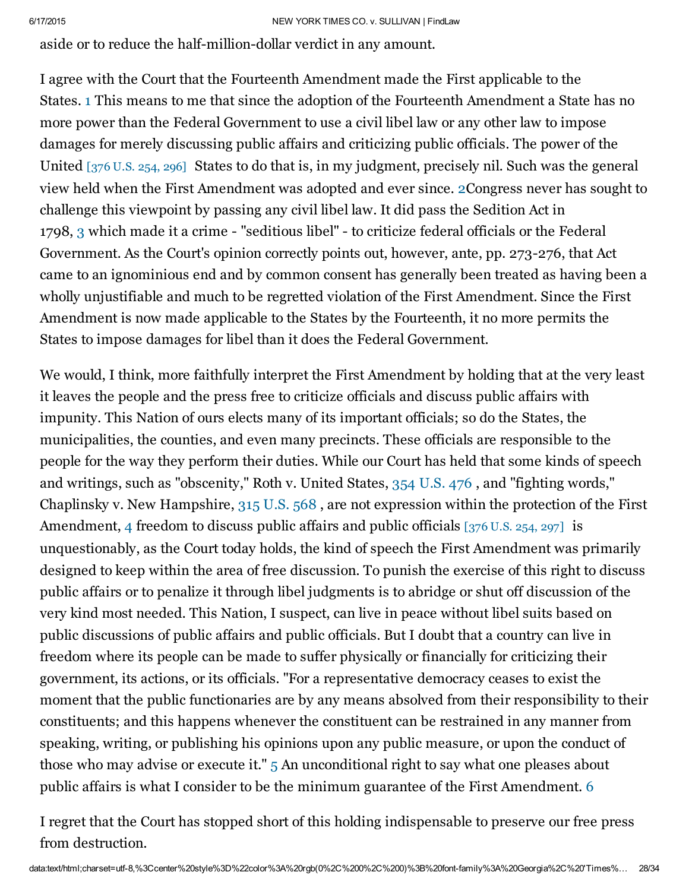aside or to reduce the half-million-dollar verdict in any amount.

I agree with the Court that the Fourteenth Amendment made the First applicable to the States. [1] This means to me that since the adoption of the Fourteenth Amendment a State has no more power than the Federal Government to use a civil libel law or any other law to impose damages for merely discussing public affairs and criticizing public officials. The power of the United [376 U.S. 254, 296] States to do that is, in my judgment, precisely nil. Such was the general view held when the First Amendment was adopted and ever since. [2] Congress never has sought to challenge this viewpoint by passing any civil libel law. It did pass the Sedition Act in 1798, [3] which made it a crime - "seditious libel" - to criticize federal officials or the Federal Government. As the Court's opinion correctly points out, however, ante, pp. 273-276, that Act came to an ignominious end and by common consent has generally been treated as having been a wholly unjustifiable and much to be regretted violation of the First Amendment. Since the First Amendment is now made applicable to the States by the Fourteenth, it no more permits the States to impose damages for libel than it does the Federal Government.

We would, I think, more faithfully interpret the First Amendment by holding that at the very least it leaves the people and the press free to criticize officials and discuss public affairs with impunity. This Nation of ours elects many of its important officials; so do the States, the municipalities, the counties, and even many precincts. These officials are responsible to the people for the way they perform their duties. While our Court has held that some kinds of speech and writings, such as "obscenity," Roth v. United States, 354 U.S. 476 , and "fighting words," Chaplinsky v. New Hampshire, 315 U.S. 568 , are not expression within the protection of the First Amendment, [4] freedom to discuss public affairs and public officials [376 U.S. 254, 297] is unquestionably, as the Court today holds, the kind of speech the First Amendment was primarily designed to keep within the area of free discussion. To punish the exercise of this right to discuss public affairs or to penalize it through libel judgments is to abridge or shut off discussion of the very kind most needed. This Nation, I suspect, can live in peace without libel suits based on public discussions of public affairs and public officials. But I doubt that a country can live in freedom where its people can be made to suffer physically or financially for criticizing their government, its actions, or its officials. "For a representative democracy ceases to exist the moment that the public functionaries are by any means absolved from their responsibility to their constituents; and this happens whenever the constituent can be restrained in any manner from speaking, writing, or publishing his opinions upon any public measure, or upon the conduct of those who may advise or execute it." [5] An unconditional right to say what one pleases about public affairs is what I consider to be the minimum guarantee of the First Amendment. [6]

I regret that the Court has stopped short of this holding indispensable to preserve our free press from destruction.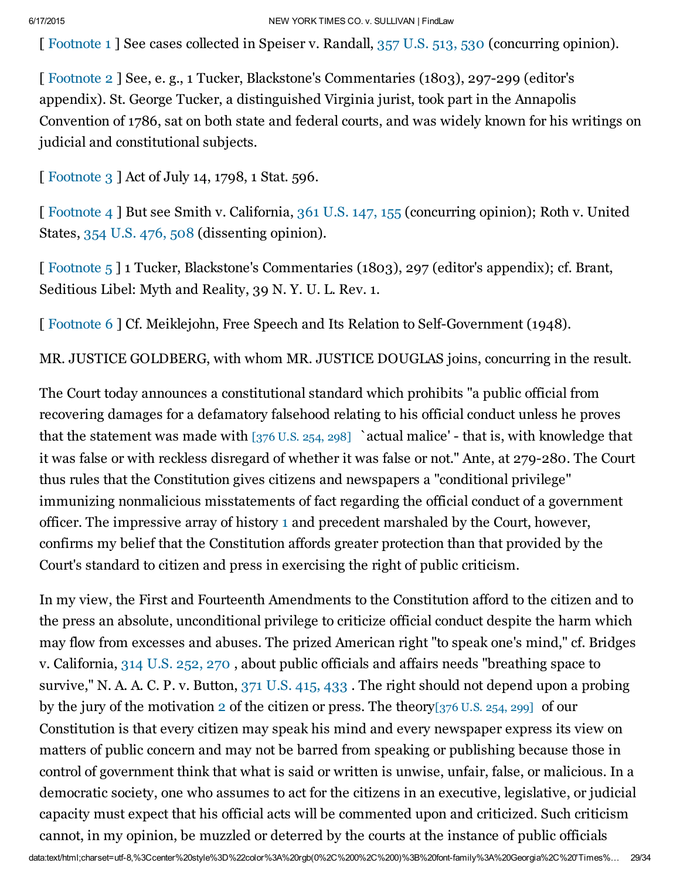[ Footnote 1 ] See cases collected in Speiser v. Randall, 357 U.S. 513, 530 (concurring opinion).

[ Footnote 2 ] See, e. g., 1 Tucker, Blackstone's Commentaries (1803), 297-299 (editor's appendix). St. George Tucker, a distinguished Virginia jurist, took part in the Annapolis Convention of 1786, sat on both state and federal courts, and was widely known for his writings on judicial and constitutional subjects.

[ Footnote 3 ] Act of July 14, 1798, 1 Stat. 596.

[ Footnote 4 ] But see Smith v. California, 361 U.S. 147, 155 (concurring opinion); Roth v. United States, 354 U.S. 476, 508 (dissenting opinion).

[ Footnote 5 ] 1 Tucker, Blackstone's Commentaries (1803), 297 (editor's appendix); cf. Brant, Seditious Libel: Myth and Reality, 39 N. Y. U. L. Rev. 1.

[ Footnote 6 ] Cf. Meiklejohn, Free Speech and Its Relation to Self-Government (1948).

MR. JUSTICE GOLDBERG, with whom MR. JUSTICE DOUGLAS joins, concurring in the result.

The Court today announces a constitutional standard which prohibits "a public official from recovering damages for a defamatory falsehood relating to his official conduct unless he proves that the statement was made with [376 U.S. 254, 298] `actual malice' - that is, with knowledge that it was false or with reckless disregard of whether it was false or not." Ante, at 279-280. The Court thus rules that the Constitution gives citizens and newspapers a "conditional privilege" immunizing nonmalicious misstatements of fact regarding the official conduct of a government officer. The impressive array of history [1] and precedent marshaled by the Court, however, confirms my belief that the Constitution affords greater protection than that provided by the Court's standard to citizen and press in exercising the right of public criticism.

In my view, the First and Fourteenth Amendments to the Constitution afford to the citizen and to the press an absolute, unconditional privilege to criticize official conduct despite the harm which may flow from excesses and abuses. The prized American right "to speak one's mind," cf. Bridges v. California, 314 U.S. 252, 270 , about public officials and affairs needs "breathing space to survive," N. A. A. C. P. v. Button, 371 U.S. 415, 433 . The right should not depend upon a probing by the jury of the motivation [2] of the citizen or press. The theory[376 U.S. 254, 299] of our Constitution is that every citizen may speak his mind and every newspaper express its view on matters of public concern and may not be barred from speaking or publishing because those in control of government think that what is said or written is unwise, unfair, false, or malicious. In a democratic society, one who assumes to act for the citizens in an executive, legislative, or judicial capacity must expect that his official acts will be commented upon and criticized. Such criticism cannot, in my opinion, be muzzled or deterred by the courts at the instance of public officials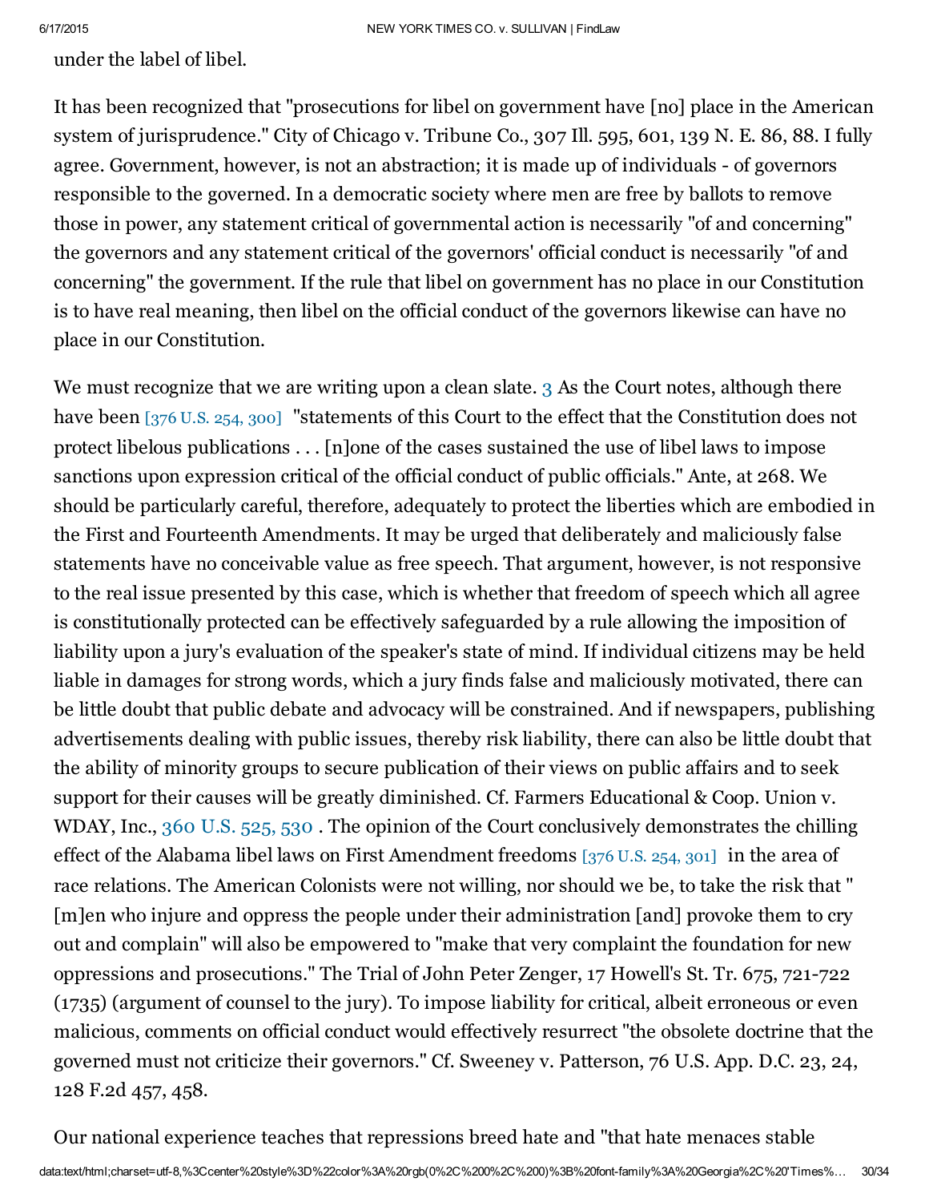under the label of libel.

It has been recognized that "prosecutions for libel on government have [no] place in the American system of jurisprudence." City of Chicago v. Tribune Co., 307 Ill. 595, 601, 139 N. E. 86, 88. I fully agree. Government, however, is not an abstraction; it is made up of individuals - of governors responsible to the governed. In a democratic society where men are free by ballots to remove those in power, any statement critical of governmental action is necessarily "of and concerning" the governors and any statement critical of the governors' official conduct is necessarily "of and concerning" the government. If the rule that libel on government has no place in our Constitution is to have real meaning, then libel on the official conduct of the governors likewise can have no place in our Constitution.

We must recognize that we are writing upon a clean slate. 3 As the Court notes, although there have been [376 U.S. 254, 300] "statements of this Court to the effect that the Constitution does not protect libelous publications . . . [n]one of the cases sustained the use of libel laws to impose sanctions upon expression critical of the official conduct of public officials." Ante, at 268. We should be particularly careful, therefore, adequately to protect the liberties which are embodied in the First and Fourteenth Amendments. It may be urged that deliberately and maliciously false statements have no conceivable value as free speech. That argument, however, is not responsive to the real issue presented by this case, which is whether that freedom of speech which all agree is constitutionally protected can be effectively safeguarded by a rule allowing the imposition of liability upon a jury's evaluation of the speaker's state of mind. If individual citizens may be held liable in damages for strong words, which a jury finds false and maliciously motivated, there can be little doubt that public debate and advocacy will be constrained. And if newspapers, publishing advertisements dealing with public issues, thereby risk liability, there can also be little doubt that the ability of minority groups to secure publication of their views on public affairs and to seek support for their causes will be greatly diminished. Cf. Farmers Educational & Coop. Union v. WDAY, Inc., 360 U.S. 525, 530 . The opinion of the Court conclusively demonstrates the chilling effect of the Alabama libel laws on First Amendment freedoms [376 U.S. 254, 301] in the area of race relations. The American Colonists were not willing, nor should we be, to take the risk that "[m]en who injure and oppress the people under their administration [and] provoke them to cry out and complain" will also be empowered to "make that very complaint the foundation for new oppressions and prosecutions." The Trial of John Peter Zenger, 17 Howell's St. Tr. 675, 721-722 (1735) (argument of counsel to the jury). To impose liability for critical, albeit erroneous or even malicious, comments on official conduct would effectively resurrect "the obsolete doctrine that the governed must not criticize their governors." Cf. Sweeney v. Patterson, 76 U.S. App. D.C. 23, 24, 128 F.2d 457, 458.

Our national experience teaches that repressions breed hate and "that hate menaces stable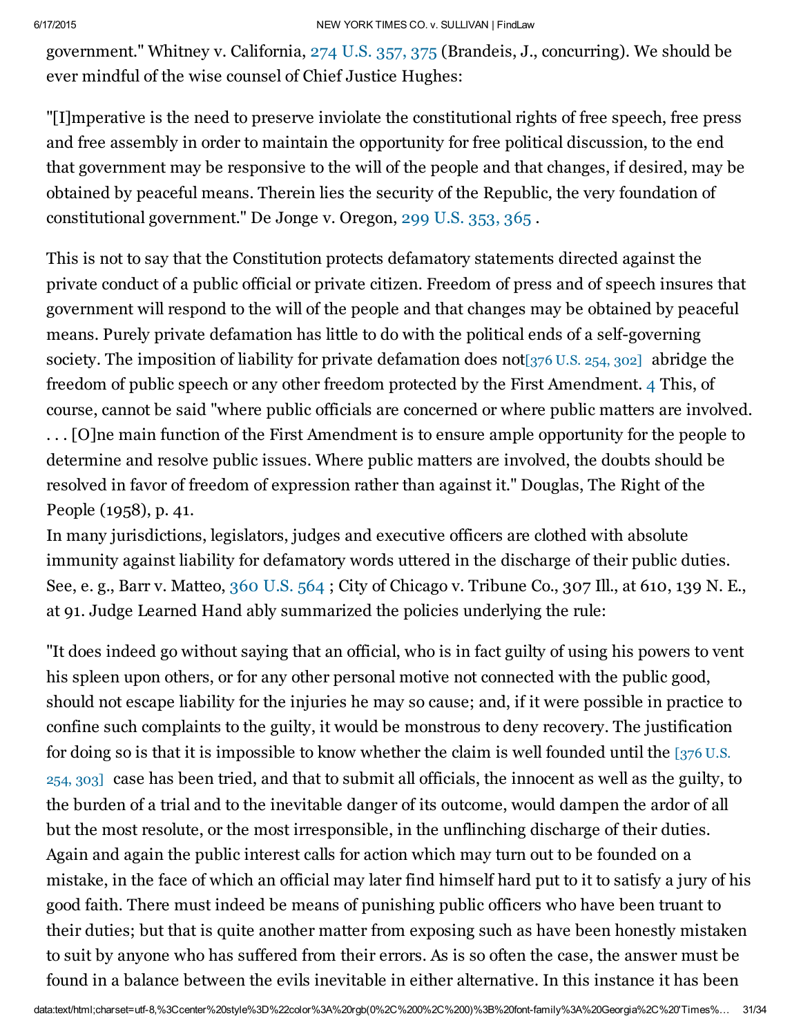government." Whitney v. California, 274 U.S. 357, 375 (Brandeis, J., concurring). We should be ever mindful of the wise counsel of Chief Justice Hughes:

"[I]mperative is the need to preserve inviolate the constitutional rights of free speech, free press and free assembly in order to maintain the opportunity for free political discussion, to the end that government may be responsive to the will of the people and that changes, if desired, may be obtained by peaceful means. Therein lies the security of the Republic, the very foundation of constitutional government." De Jonge v. Oregon, 299 U.S. 353, 365 .

This is not to say that the Constitution protects defamatory statements directed against the private conduct of a public official or private citizen. Freedom of press and of speech insures that government will respond to the will of the people and that changes may be obtained by peaceful means. Purely private defamation has little to do with the political ends of a self-governing society. The imposition of liability for private defamation does not[376 U.S. 254, 302] abridge the freedom of public speech or any other freedom protected by the First Amendment. 4 This, of course, cannot be said "where public officials are concerned or where public matters are involved. . . . [O]ne main function of the First Amendment is to ensure ample opportunity for the people to determine and resolve public issues. Where public matters are involved, the doubts should be resolved in favor of freedom of expression rather than against it." Douglas, The Right of the People (1958), p. 41.

In many jurisdictions, legislators, judges and executive officers are clothed with absolute immunity against liability for defamatory words uttered in the discharge of their public duties. See, e. g., Barr v. Matteo, 360 U.S. 564 ; City of Chicago v. Tribune Co., 307 Ill., at 610, 139 N. E., at 91. Judge Learned Hand ably summarized the policies underlying the rule:

"It does indeed go without saying that an official, who is in fact guilty of using his powers to vent his spleen upon others, or for any other personal motive not connected with the public good, should not escape liability for the injuries he may so cause; and, if it were possible in practice to confine such complaints to the guilty, it would be monstrous to deny recovery. The justification for doing so is that it is impossible to know whether the claim is well founded until the [376 U.S. 254, 303] case has been tried, and that to submit all officials, the innocent as well as the guilty, to the burden of a trial and to the inevitable danger of its outcome, would dampen the ardor of all but the most resolute, or the most irresponsible, in the unflinching discharge of their duties. Again and again the public interest calls for action which may turn out to be founded on a mistake, in the face of which an official may later find himself hard put to it to satisfy a jury of his good faith. There must indeed be means of punishing public officers who have been truant to their duties; but that is quite another matter from exposing such as have been honestly mistaken to suit by anyone who has suffered from their errors. As is so often the case, the answer must be found in a balance between the evils inevitable in either alternative. In this instance it has been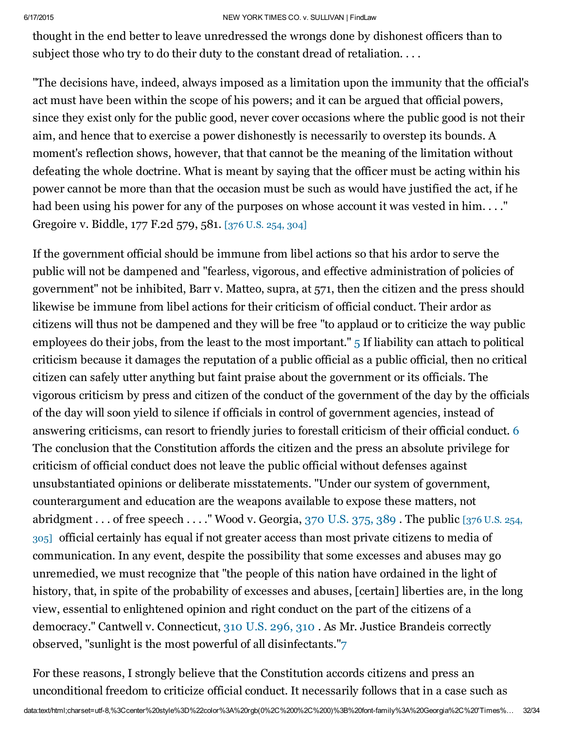thought in the end better to leave unredressed the wrongs done by dishonest officers than to subject those who try to do their duty to the constant dread of retaliation. . . .

"The decisions have, indeed, always imposed as a limitation upon the immunity that the official's act must have been within the scope of his powers; and it can be argued that official powers, since they exist only for the public good, never cover occasions where the public good is not their aim, and hence that to exercise a power dishonestly is necessarily to overstep its bounds. A moment's reflection shows, however, that that cannot be the meaning of the limitation without defeating the whole doctrine. What is meant by saying that the officer must be acting within his power cannot be more than that the occasion must be such as would have justified the act, if he had been using his power for any of the purposes on whose account it was vested in him. . . ." Gregoire v. Biddle, 177 F.2d 579, 581. [376 U.S. 254, 304]

If the government official should be immune from libel actions so that his ardor to serve the public will not be dampened and "fearless, vigorous, and effective administration of policies of government" not be inhibited, Barr v. Matteo, supra, at 571, then the citizen and the press should likewise be immune from libel actions for their criticism of official conduct. Their ardor as citizens will thus not be dampened and they will be free "to applaud or to criticize the way public employees do their jobs, from the least to the most important." 5 If liability can attach to political criticism because it damages the reputation of a public official as a public official, then no critical citizen can safely utter anything but faint praise about the government or its officials. The vigorous criticism by press and citizen of the conduct of the government of the day by the officials of the day will soon yield to silence if officials in control of government agencies, instead of answering criticisms, can resort to friendly juries to forestall criticism of their official conduct. 6 The conclusion that the Constitution affords the citizen and the press an absolute privilege for criticism of official conduct does not leave the public official without defenses against unsubstantiated opinions or deliberate misstatements. "Under our system of government, counterargument and education are the weapons available to expose these matters, not abridgment . . . of free speech . . . ." Wood v. Georgia, 370 U.S. 375, 389 . The public [376 U.S. 254, 305] official certainly has equal if not greater access than most private citizens to media of communication. In any event, despite the possibility that some excesses and abuses may go unremedied, we must recognize that "the people of this nation have ordained in the light of history, that, in spite of the probability of excesses and abuses, [certain] liberties are, in the long view, essential to enlightened opinion and right conduct on the part of the citizens of a democracy." Cantwell v. Connecticut, 310 U.S. 296, 310 . As Mr. Justice Brandeis correctly observed, "sunlight is the most powerful of all disinfectants."7

For these reasons, I strongly believe that the Constitution accords citizens and press an unconditional freedom to criticize official conduct. It necessarily follows that in a case such as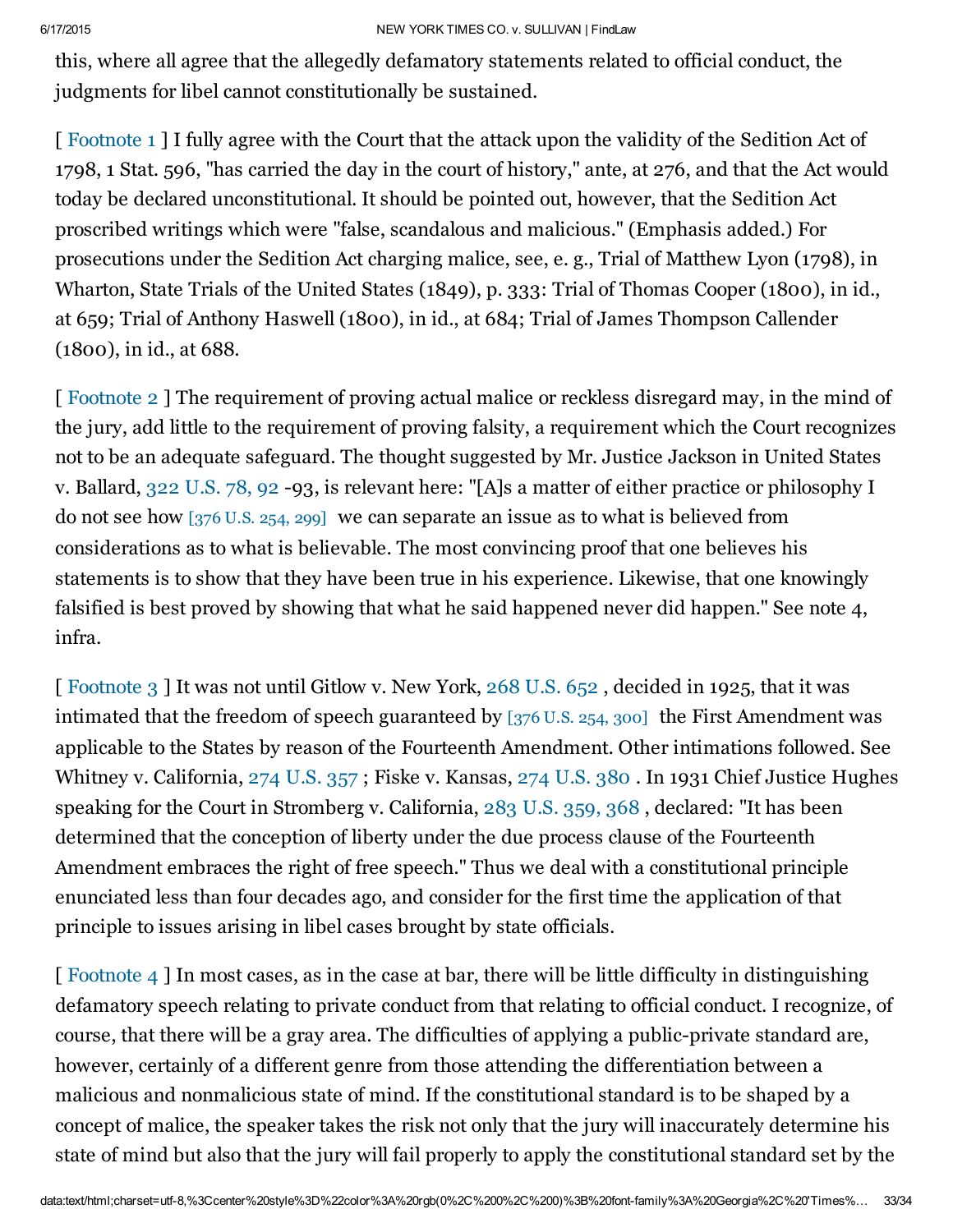this, where all agree that the allegedly defamatory statements related to official conduct, the judgments for libel cannot constitutionally be sustained.

[ Footnote 1 ] I fully agree with the Court that the attack upon the validity of the Sedition Act of 1798, 1 Stat. 596, "has carried the day in the court of history," ante, at 276, and that the Act would today be declared unconstitutional. It should be pointed out, however, that the Sedition Act proscribed writings which were "false, scandalous and malicious." (Emphasis added.) For prosecutions under the Sedition Act charging malice, see, e. g., Trial of Matthew Lyon (1798), in Wharton, State Trials of the United States (1849), p. 333: Trial of Thomas Cooper (1800), in id., at 659; Trial of Anthony Haswell (1800), in id., at 684; Trial of James Thompson Callender (1800), in id., at 688.

[ Footnote 2 ] The requirement of proving actual malice or reckless disregard may, in the mind of the jury, add little to the requirement of proving falsity, a requirement which the Court recognizes not to be an adequate safeguard. The thought suggested by Mr. Justice Jackson in United States v. Ballard, 322 U.S. 78, 92 -93, is relevant here: "[A]s a matter of either practice or philosophy I do not see how [376 U.S. 254, 299] we can separate an issue as to what is believed from considerations as to what is believable. The most convincing proof that one believes his statements is to show that they have been true in his experience. Likewise, that one knowingly falsified is best proved by showing that what he said happened never did happen." See note 4, infra.

[ Footnote 3 ] It was not until Gitlow v. New York, 268 U.S. 652 , decided in 1925, that it was intimated that the freedom of speech guaranteed by [376 U.S. 254, 300] the First Amendment was applicable to the States by reason of the Fourteenth Amendment. Other intimations followed. See Whitney v. California, 274 U.S. 357 ; Fiske v. Kansas, 274 U.S. 380 . In 1931 Chief Justice Hughes speaking for the Court in Stromberg v. California, 283 U.S. 359, 368 , declared: "It has been determined that the conception of liberty under the due process clause of the Fourteenth Amendment embraces the right of free speech." Thus we deal with a constitutional principle enunciated less than four decades ago, and consider for the first time the application of that principle to issues arising in libel cases brought by state officials.

[ Footnote 4 ] In most cases, as in the case at bar, there will be little difficulty in distinguishing defamatory speech relating to private conduct from that relating to official conduct. I recognize, of course, that there will be a gray area. The difficulties of applying a public-private standard are, however, certainly of a different genre from those attending the differentiation between a malicious and nonmalicious state of mind. If the constitutional standard is to be shaped by a concept of malice, the speaker takes the risk not only that the jury will inaccurately determine his state of mind but also that the jury will fail properly to apply the constitutional standard set by the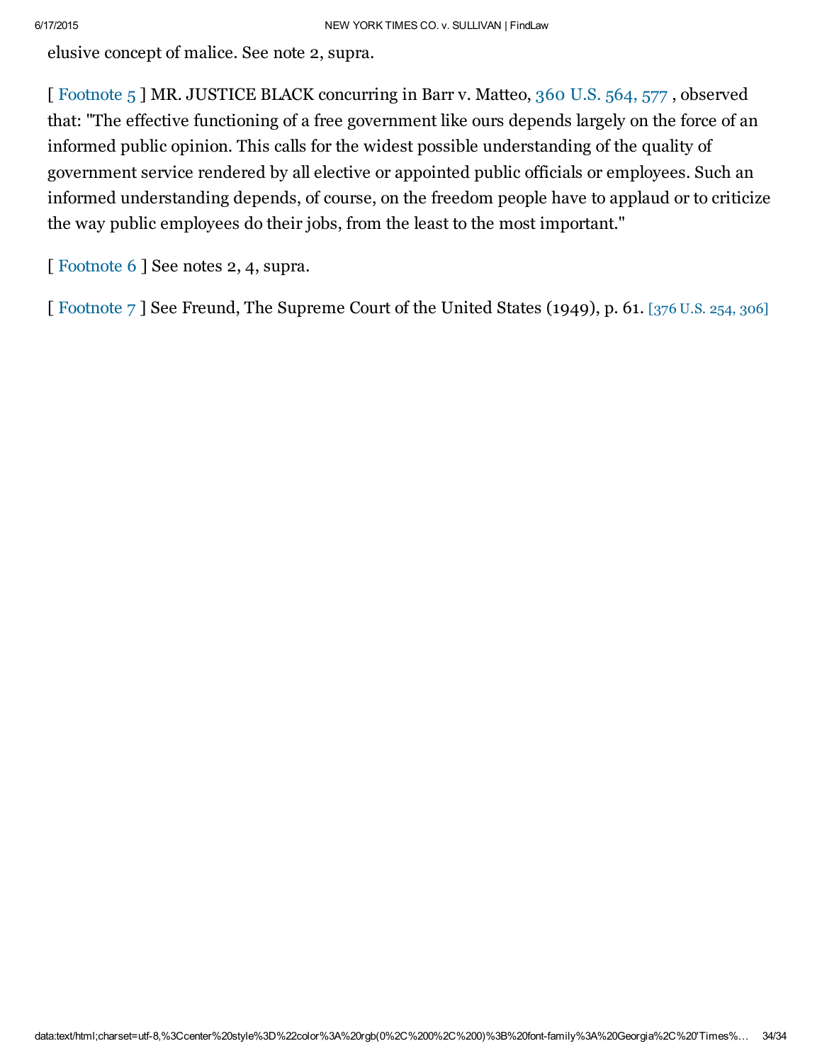elusive concept of malice. See note 2, supra.

[ Footnote 5 ] MR. JUSTICE BLACK concurring in Barr v. Matteo, 360 U.S. 564, 577 , observed that: "The effective functioning of a free government like ours depends largely on the force of an informed public opinion. This calls for the widest possible understanding of the quality of government service rendered by all elective or appointed public officials or employees. Such an informed understanding depends, of course, on the freedom people have to applaud or to criticize the way public employees do their jobs, from the least to the most important."

[ Footnote 6 ] See notes 2, 4, supra.

[ Footnote 7 ] See Freund, The Supreme Court of the United States (1949), p. 61. [376 U.S. 254, 306]